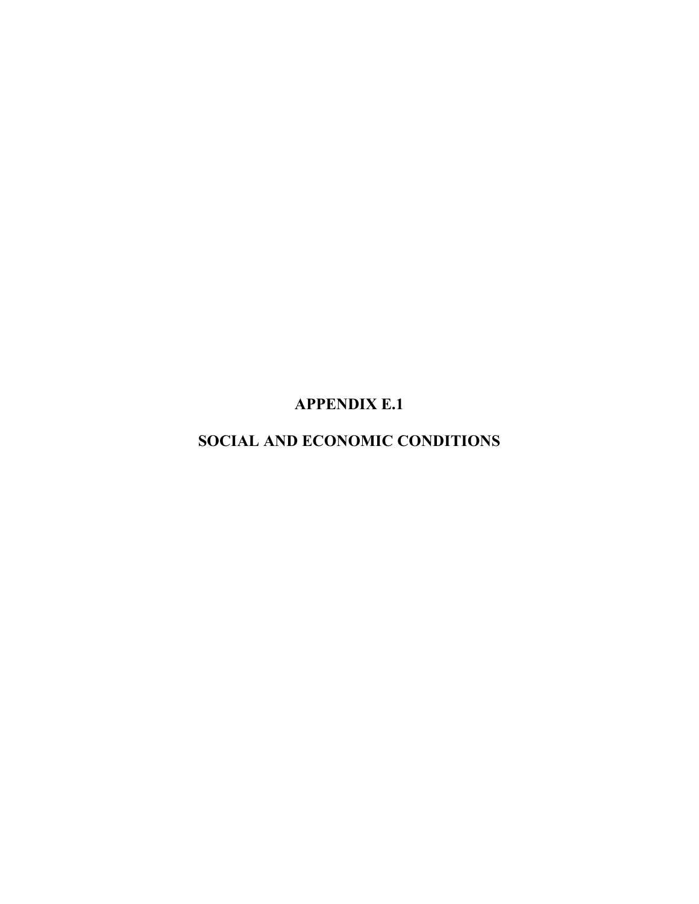# APPENDIX E.1

# SOCIAL AND ECONOMIC CONDITIONS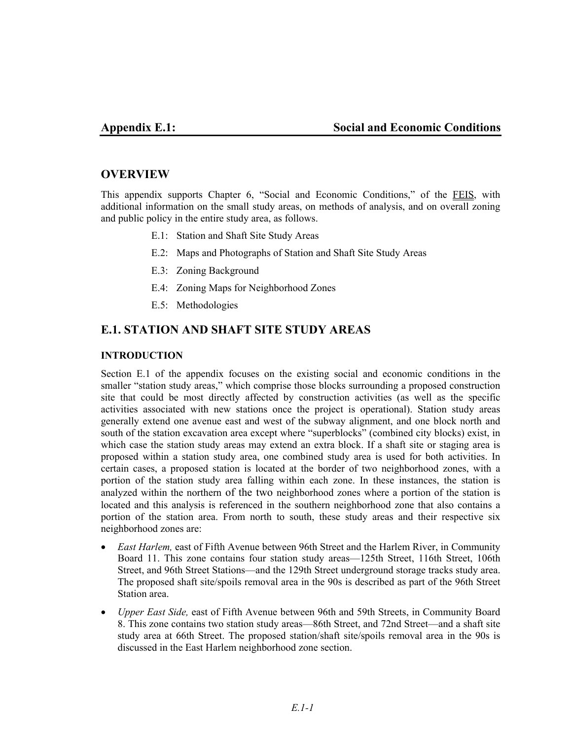## Appendix E.1: Social and Economic Conditions

# OVERVIEW

This appendix supports Chapter 6, "Social and Economic Conditions," of the FEIS, with additional information on the small study areas, on methods of analysis, and on overall zoning and public policy in the entire study area, as follows.

- E.1: Station and Shaft Site Study Areas
- E.2: Maps and Photographs of Station and Shaft Site Study Areas
- E.3: Zoning Background
- E.4: Zoning Maps for Neighborhood Zones
- E.5: Methodologies

# E.1. STATION AND SHAFT SITE STUDY AREAS

## INTRODUCTION

Section E.1 of the appendix focuses on the existing social and economic conditions in the smaller "station study areas," which comprise those blocks surrounding a proposed construction site that could be most directly affected by construction activities (as well as the specific activities associated with new stations once the project is operational). Station study areas generally extend one avenue east and west of the subway alignment, and one block north and south of the station excavation area except where "superblocks" (combined city blocks) exist, in which case the station study areas may extend an extra block. If a shaft site or staging area is proposed within a station study area, one combined study area is used for both activities. In certain cases, a proposed station is located at the border of two neighborhood zones, with a portion of the station study area falling within each zone. In these instances, the station is analyzed within the northern of the two neighborhood zones where a portion of the station is located and this analysis is referenced in the southern neighborhood zone that also contains a portion of the station area. From north to south, these study areas and their respective six neighborhood zones are:

- *East Harlem,* east of Fifth Avenue between 96th Street and the Harlem River, in Community Board 11. This zone contains four station study areas—125th Street, 116th Street, 106th Street, and 96th Street Stations—and the 129th Street underground storage tracks study area. The proposed shaft site/spoils removal area in the 90s is described as part of the 96th Street Station area.
- *Upper East Side,* east of Fifth Avenue between 96th and 59th Streets, in Community Board 8. This zone contains two station study areas—86th Street, and 72nd Street—and a shaft site study area at 66th Street. The proposed station/shaft site/spoils removal area in the 90s is discussed in the East Harlem neighborhood zone section.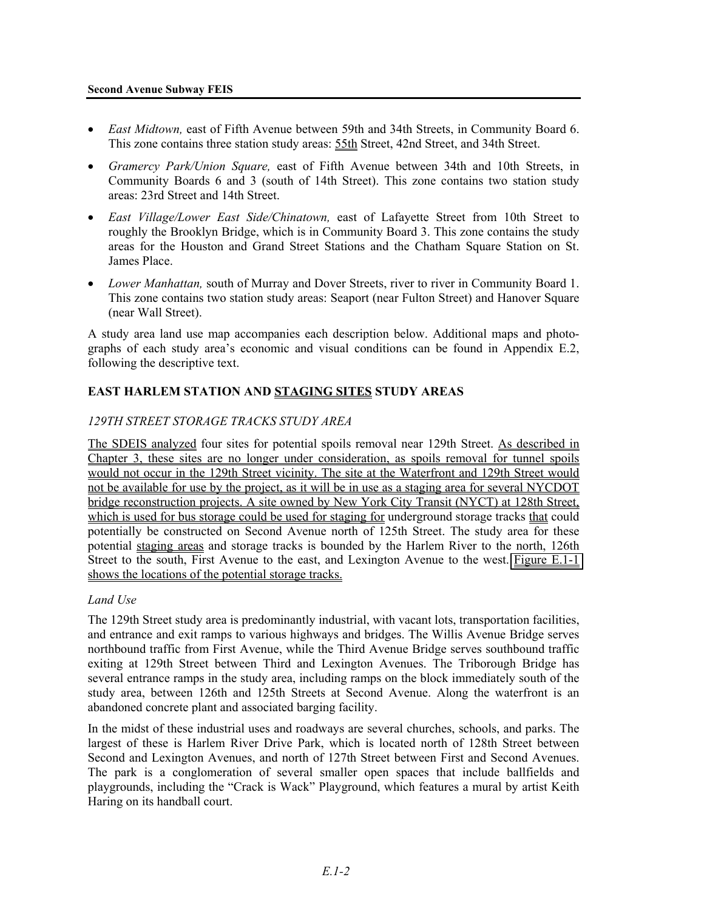- *East Midtown,* east of Fifth Avenue between 59th and 34th Streets, in Community Board 6. This zone contains three station study areas: 55th Street, 42nd Street, and 34th Street.
- *Gramercy Park/Union Square,* east of Fifth Avenue between 34th and 10th Streets, in Community Boards 6 and 3 (south of 14th Street). This zone contains two station study areas: 23rd Street and 14th Street.
- *East Village/Lower East Side/Chinatown,* east of Lafayette Street from 10th Street to roughly the Brooklyn Bridge, which is in Community Board 3. This zone contains the study areas for the Houston and Grand Street Stations and the Chatham Square Station on St. James Place.
- *Lower Manhattan,* south of Murray and Dover Streets, river to river in Community Board 1. This zone contains two station study areas: Seaport (near Fulton Street) and Hanover Square (near Wall Street).

A study area land use map accompanies each description below. Additional maps and photographs of each study area's economic and visual conditions can be found in Appendix E.2, following the descriptive text.

## EAST HARLEM STATION AND STAGING SITES STUDY AREAS

### *129TH STREET STORAGE TRACKS STUDY AREA*

The SDEIS analyzed four sites for potential spoils removal near 129th Street. As described in Chapter 3, these sites are no longer under consideration, as spoils removal for tunnel spoils would not occur in the 129th Street vicinity. The site at the Waterfront and 129th Street would not be available for use by the project, as it will be in use as a staging area for several NYCDOT bridge reconstruction projects. A site owned by New York City Transit (NYCT) at 128th Street, which is used for bus storage could be used for staging for underground storage tracks that could potentially be constructed on Second Avenue north of 125th Street. The study area for these potential staging areas and storage tracks is bounded by the Harlem River to the north, 126th Street to the south, First Avenue to the east, and Lexington Avenue to the west. Figure E.1-1 shows the locations of the potential storage tracks.

#### *Land Use*

The 129th Street study area is predominantly industrial, with vacant lots, transportation facilities, and entrance and exit ramps to various highways and bridges. The Willis Avenue Bridge serves northbound traffic from First Avenue, while the Third Avenue Bridge serves southbound traffic exiting at 129th Street between Third and Lexington Avenues. The Triborough Bridge has several entrance ramps in the study area, including ramps on the block immediately south of the study area, between 126th and 125th Streets at Second Avenue. Along the waterfront is an abandoned concrete plant and associated barging facility.

In the midst of these industrial uses and roadways are several churches, schools, and parks. The largest of these is Harlem River Drive Park, which is located north of 128th Street between Second and Lexington Avenues, and north of 127th Street between First and Second Avenues. The park is a conglomeration of several smaller open spaces that include ballfields and playgrounds, including the "Crack is Wack" Playground, which features a mural by artist Keith Haring on its handball court.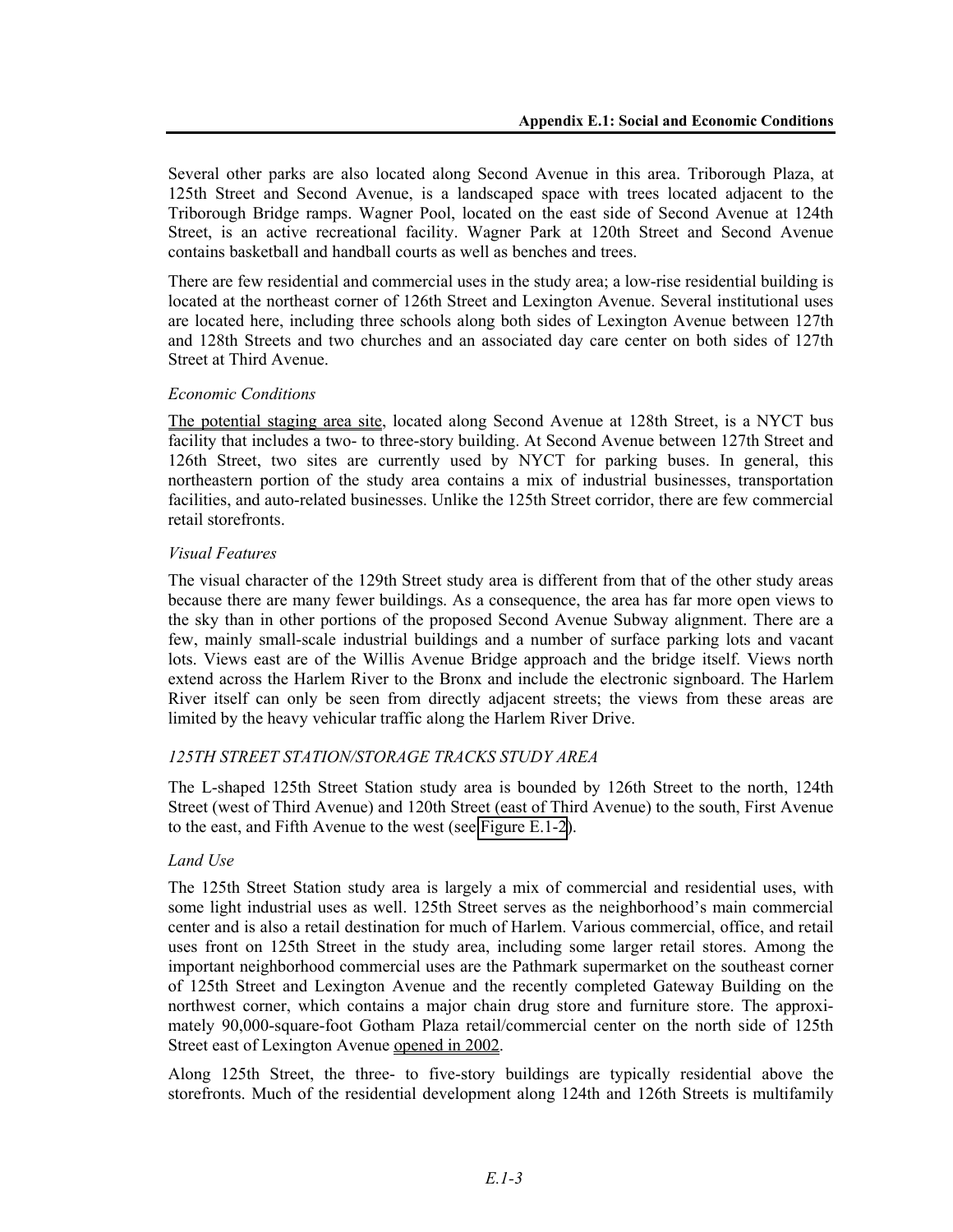Several other parks are also located along Second Avenue in this area. Triborough Plaza, at 125th Street and Second Avenue, is a landscaped space with trees located adjacent to the Triborough Bridge ramps. Wagner Pool, located on the east side of Second Avenue at 124th Street, is an active recreational facility. Wagner Park at 120th Street and Second Avenue contains basketball and handball courts as well as benches and trees.

There are few residential and commercial uses in the study area; a low-rise residential building is located at the northeast corner of 126th Street and Lexington Avenue. Several institutional uses are located here, including three schools along both sides of Lexington Avenue between 127th and 128th Streets and two churches and an associated day care center on both sides of 127th Street at Third Avenue.

*Economic Conditions*

The potential staging area site, located along Second Avenue at 128th Street, is a NYCT bus facility that includes a two- to three-story building. At Second Avenue between 127th Street and 126th Street, two sites are currently used by NYCT for parking buses. In general, this northeastern portion of the study area contains a mix of industrial businesses, transportation facilities, and auto-related businesses. Unlike the 125th Street corridor, there are few commercial retail storefronts.

*Visual Features*

The visual character of the 129th Street study area is different from that of the other study areas because there are many fewer buildings. As a consequence, the area has far more open views to the sky than in other portions of the proposed Second Avenue Subway alignment. There are a few, mainly small-scale industrial buildings and a number of surface parking lots and vacant lots. Views east are of the Willis Avenue Bridge approach and the bridge itself. Views north extend across the Harlem River to the Bronx and include the electronic signboard. The Harlem River itself can only be seen from directly adjacent streets; the views from these areas are limited by the heavy vehicular traffic along the Harlem River Drive.

*125TH STREET STATION/STORAGE TRACKS STUDY AREA*

The L-shaped 125th Street Station study area is bounded by 126th Street to the north, 124th Street (west of Third Avenue) and 120th Street (east of Third Avenue) to the south, First Avenue to the east, and Fifth Avenue to the west (see Figure E.1-2).

*Land Use*

The 125th Street Station study area is largely a mix of commercial and residential uses, with some light industrial uses as well. 125th Street serves as the neighborhood's main commercial center and is also a retail destination for much of Harlem. Various commercial, office, and retail uses front on 125th Street in the study area, including some larger retail stores. Among the important neighborhood commercial uses are the Pathmark supermarket on the southeast corner of 125th Street and Lexington Avenue and the recently completed Gateway Building on the northwest corner, which contains a major chain drug store and furniture store. The approximately 90,000-square-foot Gotham Plaza retail/commercial center on the north side of 125th Street east of Lexington Avenue opened in 2002.

Along 125th Street, the three- to five-story buildings are typically residential above the storefronts. Much of the residential development along 124th and 126th Streets is multifamily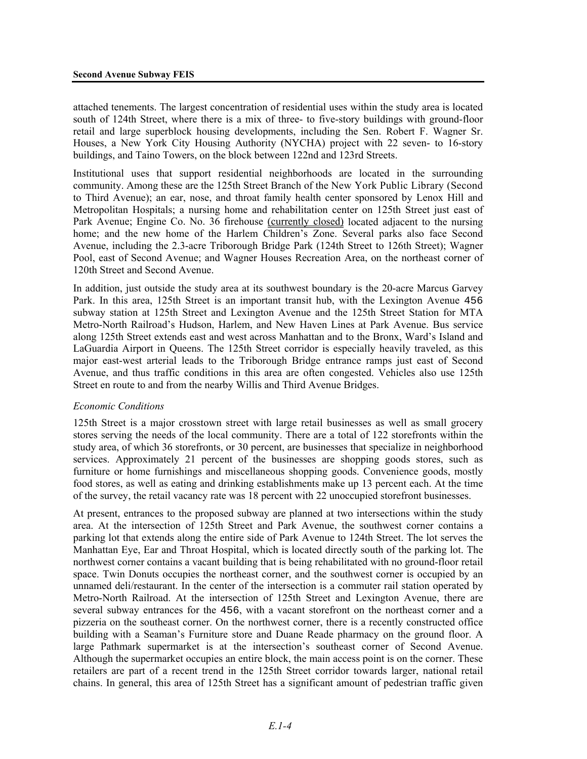attached tenements. The largest concentration of residential uses within the study area is located south of 124th Street, where there is a mix of three- to five-story buildings with ground-floor retail and large superblock housing developments, including the Sen. Robert F. Wagner Sr. Houses, a New York City Housing Authority (NYCHA) project with 22 seven- to 16-story buildings, and Taino Towers, on the block between 122nd and 123rd Streets.

Institutional uses that support residential neighborhoods are located in the surrounding community. Among these are the 125th Street Branch of the New York Public Library (Second to Third Avenue); an ear, nose, and throat family health center sponsored by Lenox Hill and Metropolitan Hospitals; a nursing home and rehabilitation center on 125th Street just east of Park Avenue; Engine Co. No. 36 firehouse (currently closed) located adjacent to the nursing home; and the new home of the Harlem Children's Zone. Several parks also face Second Avenue, including the 2.3-acre Triborough Bridge Park (124th Street to 126th Street); Wagner Pool, east of Second Avenue; and Wagner Houses Recreation Area, on the northeast corner of 120th Street and Second Avenue.

In addition, just outside the study area at its southwest boundary is the 20-acre Marcus Garvey Park. In this area, 125th Street is an important transit hub, with the Lexington Avenue 456 subway station at 125th Street and Lexington Avenue and the 125th Street Station for MTA Metro-North Railroad's Hudson, Harlem, and New Haven Lines at Park Avenue. Bus service along 125th Street extends east and west across Manhattan and to the Bronx, Ward's Island and LaGuardia Airport in Queens. The 125th Street corridor is especially heavily traveled, as this major east-west arterial leads to the Triborough Bridge entrance ramps just east of Second Avenue, and thus traffic conditions in this area are often congested. Vehicles also use 125th Street en route to and from the nearby Willis and Third Avenue Bridges.

*Economic Conditions*

125th Street is a major crosstown street with large retail businesses as well as small grocery stores serving the needs of the local community. There are a total of 122 storefronts within the study area, of which 36 storefronts, or 30 percent, are businesses that specialize in neighborhood services. Approximately 21 percent of the businesses are shopping goods stores, such as furniture or home furnishings and miscellaneous shopping goods. Convenience goods, mostly food stores, as well as eating and drinking establishments make up 13 percent each. At the time of the survey, the retail vacancy rate was 18 percent with 22 unoccupied storefront businesses.

At present, entrances to the proposed subway are planned at two intersections within the study area. At the intersection of 125th Street and Park Avenue, the southwest corner contains a parking lot that extends along the entire side of Park Avenue to 124th Street. The lot serves the Manhattan Eye, Ear and Throat Hospital, which is located directly south of the parking lot. The northwest corner contains a vacant building that is being rehabilitated with no ground-floor retail space. Twin Donuts occupies the northeast corner, and the southwest corner is occupied by an unnamed deli/restaurant. In the center of the intersection is a commuter rail station operated by Metro-North Railroad. At the intersection of 125th Street and Lexington Avenue, there are several subway entrances for the 456, with a vacant storefront on the northeast corner and a pizzeria on the southeast corner. On the northwest corner, there is a recently constructed office building with a Seaman's Furniture store and Duane Reade pharmacy on the ground floor. A large Pathmark supermarket is at the intersection's southeast corner of Second Avenue. Although the supermarket occupies an entire block, the main access point is on the corner. These retailers are part of a recent trend in the 125th Street corridor towards larger, national retail chains. In general, this area of 125th Street has a significant amount of pedestrian traffic given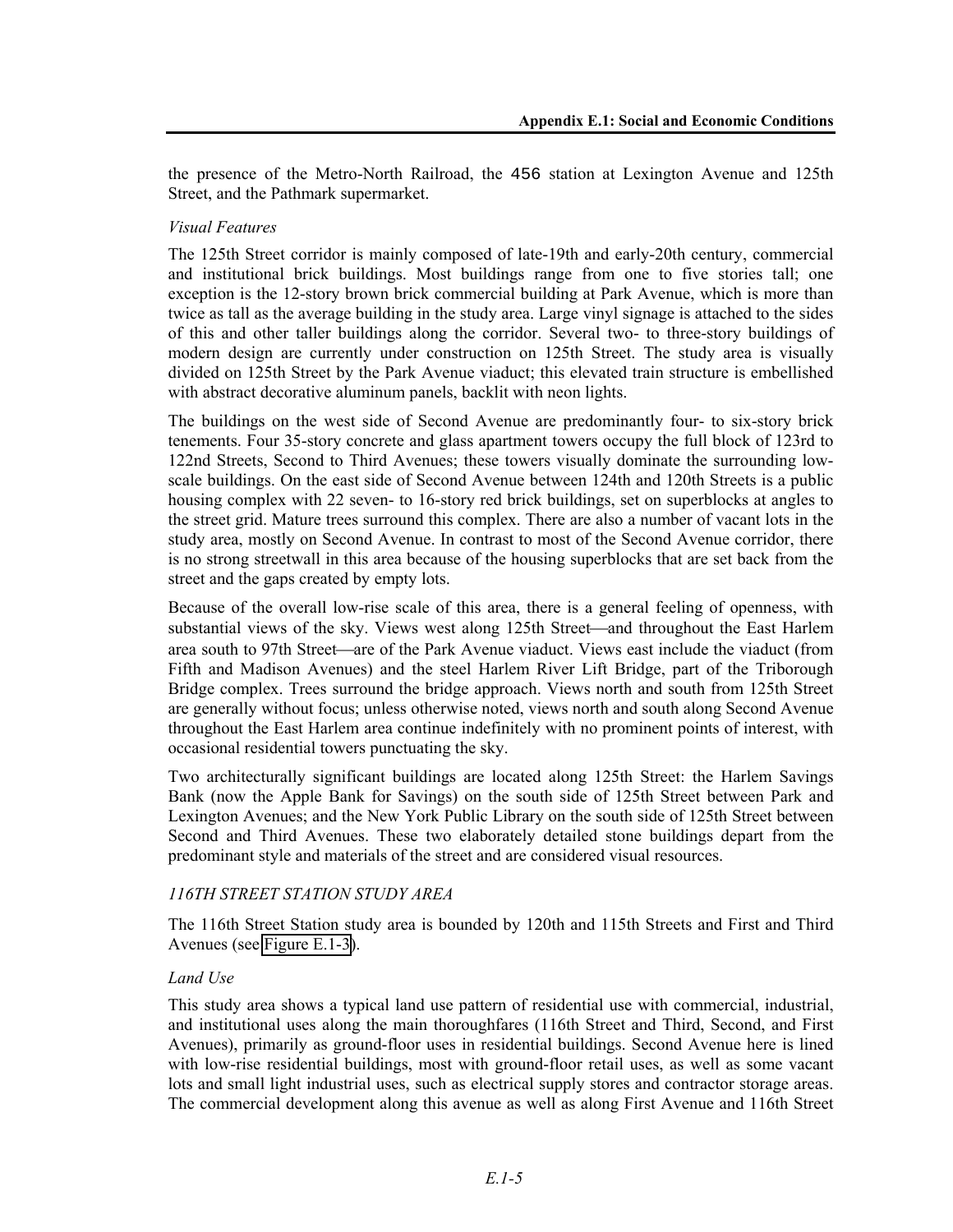the presence of the Metro-North Railroad, the 456 station at Lexington Avenue and 125th Street, and the Pathmark supermarket.

*Visual Features*

The 125th Street corridor is mainly composed of late-19th and early-20th century, commercial and institutional brick buildings. Most buildings range from one to five stories tall; one exception is the 12-story brown brick commercial building at Park Avenue, which is more than twice as tall as the average building in the study area. Large vinyl signage is attached to the sides of this and other taller buildings along the corridor. Several two- to three-story buildings of modern design are currently under construction on 125th Street. The study area is visually divided on 125th Street by the Park Avenue viaduct; this elevated train structure is embellished with abstract decorative aluminum panels, backlit with neon lights.

The buildings on the west side of Second Avenue are predominantly four- to six-story brick tenements. Four 35-story concrete and glass apartment towers occupy the full block of 123rd to 122nd Streets, Second to Third Avenues; these towers visually dominate the surrounding low-scale buildings. On the east side of Second Avenue between 124th and 120th Streets is a public housing complex with 22 seven- to 16-story red brick buildings, set on superblocks at angles to the street grid. Mature trees surround this complex. There are also a number of vacant lots in the study area, mostly on Second Avenue. In contrast to most of the Second Avenue corridor, there is no strong streetwall in this area because of the housing superblocks that are set back from the street and the gaps created by empty lots.

Because of the overall low-rise scale of this area, there is a general feeling of openness, with substantial views of the sky. Views west along 125th Street—and throughout the East Harlem area south to 97th Street—are of the Park Avenue viaduct. Views east include the viaduct (from Fifth and Madison Avenues) and the steel Harlem River Lift Bridge, part of the Triborough Bridge complex. Trees surround the bridge approach. Views north and south from 125th Street are generally without focus; unless otherwise noted, views north and south along Second Avenue throughout the East Harlem area continue indefinitely with no prominent points of interest, with occasional residential towers punctuating the sky.

Two architecturally significant buildings are located along 125th Street: the Harlem Savings Bank (now the Apple Bank for Savings) on the south side of 125th Street between Park and Lexington Avenues; and the New York Public Library on the south side of 125th Street between Second and Third Avenues. These two elaborately detailed stone buildings depart from the predominant style and materials of the street and are considered visual resources.

### *116TH STREET STATION STUDY AREA*

The 116th Street Station study area is bounded by 120th and 115th Streets and First and Third Avenues (see Figure E.1-3).

*Land Use*

This study area shows a typical land use pattern of residential use with commercial, industrial, and institutional uses along the main thoroughfares (116th Street and Third, Second, and First Avenues), primarily as ground-floor uses in residential buildings. Second Avenue here is lined with low-rise residential buildings, most with ground-floor retail uses, as well as some vacant lots and small light industrial uses, such as electrical supply stores and contractor storage areas. The commercial development along this avenue as well as along First Avenue and 116th Street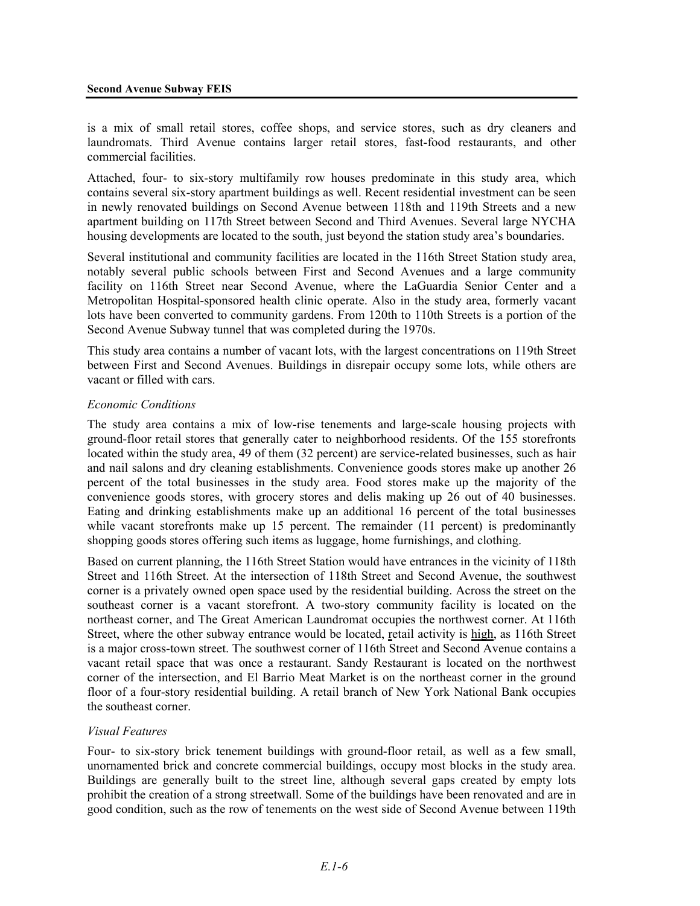is a mix of small retail stores, coffee shops, and service stores, such as dry cleaners and laundromats. Third Avenue contains larger retail stores, fast-food restaurants, and other commercial facilities.

Attached, four- to six-story multifamily row houses predominate in this study area, which contains several six-story apartment buildings as well. Recent residential investment can be seen in newly renovated buildings on Second Avenue between 118th and 119th Streets and a new apartment building on 117th Street between Second and Third Avenues. Several large NYCHA housing developments are located to the south, just beyond the station study area's boundaries.

Several institutional and community facilities are located in the 116th Street Station study area, notably several public schools between First and Second Avenues and a large community facility on 116th Street near Second Avenue, where the LaGuardia Senior Center and a Metropolitan Hospital-sponsored health clinic operate. Also in the study area, formerly vacant lots have been converted to community gardens. From 120th to 110th Streets is a portion of the Second Avenue Subway tunnel that was completed during the 1970s.

This study area contains a number of vacant lots, with the largest concentrations on 119th Street between First and Second Avenues. Buildings in disrepair occupy some lots, while others are vacant or filled with cars.

*Economic Conditions*

The study area contains a mix of low-rise tenements and large-scale housing projects with ground-floor retail stores that generally cater to neighborhood residents. Of the 155 storefronts located within the study area, 49 of them (32 percent) are service-related businesses, such as hair and nail salons and dry cleaning establishments. Convenience goods stores make up another 26 percent of the total businesses in the study area. Food stores make up the majority of the convenience goods stores, with grocery stores and delis making up 26 out of 40 businesses. Eating and drinking establishments make up an additional 16 percent of the total businesses while vacant storefronts make up 15 percent. The remainder (11 percent) is predominantly shopping goods stores offering such items as luggage, home furnishings, and clothing.

Based on current planning, the 116th Street Station would have entrances in the vicinity of 118th Street and 116th Street. At the intersection of 118th Street and Second Avenue, the southwest corner is a privately owned open space used by the residential building. Across the street on the southeast corner is a vacant storefront. A two-story community facility is located on the northeast corner, and The Great American Laundromat occupies the northwest corner. At 116th Street, where the other subway entrance would be located, retail activity is high, as 116th Street is a major cross-town street. The southwest corner of 116th Street and Second Avenue contains a vacant retail space that was once a restaurant. Sandy Restaurant is located on the northwest corner of the intersection, and El Barrio Meat Market is on the northeast corner in the ground floor of a four-story residential building. A retail branch of New York National Bank occupies the southeast corner.

*Visual Features*

Four- to six-story brick tenement buildings with ground-floor retail, as well as a few small, unornamented brick and concrete commercial buildings, occupy most blocks in the study area. Buildings are generally built to the street line, although several gaps created by empty lots prohibit the creation of a strong streetwall. Some of the buildings have been renovated and are in good condition, such as the row of tenements on the west side of Second Avenue between 119th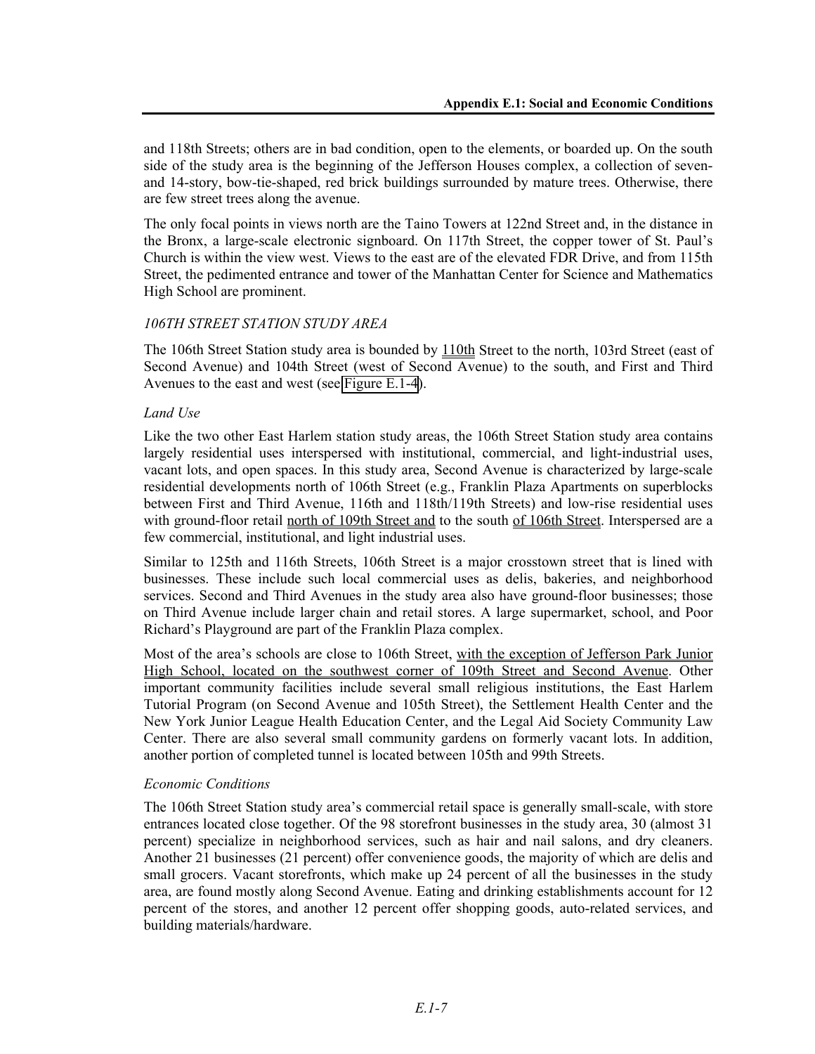and 118th Streets; others are in bad condition, open to the elements, or boarded up. On the south side of the study area is the beginning of the Jefferson Houses complex, a collection of seven- and 14-story, bow-tie-shaped, red brick buildings surrounded by mature trees. Otherwise, there are few street trees along the avenue.

The only focal points in views north are the Taino Towers at 122nd Street and, in the distance in the Bronx, a large-scale electronic signboard. On 117th Street, the copper tower of St. Paul's Church is within the view west. Views to the east are of the elevated FDR Drive, and from 115th Street, the pedimented entrance and tower of the Manhattan Center for Science and Mathematics High School are prominent.

### *106TH STREET STATION STUDY AREA*

The 106th Street Station study area is bounded by 110th Street to the north, 103rd Street (east of Second Avenue) and 104th Street (west of Second Avenue) to the south, and First and Third Avenues to the east and west (see Figure E.1-4).

#### *Land Use*

Like the two other East Harlem station study areas, the 106th Street Station study area contains largely residential uses interspersed with institutional, commercial, and light-industrial uses, vacant lots, and open spaces. In this study area, Second Avenue is characterized by large-scale residential developments north of 106th Street (e.g., Franklin Plaza Apartments on superblocks between First and Third Avenue, 116th and 118th/119th Streets) and low-rise residential uses with ground-floor retail north of 109th Street and to the south of 106th Street. Interspersed are a few commercial, institutional, and light industrial uses.

Similar to 125th and 116th Streets, 106th Street is a major crosstown street that is lined with businesses. These include such local commercial uses as delis, bakeries, and neighborhood services. Second and Third Avenues in the study area also have ground-floor businesses; those on Third Avenue include larger chain and retail stores. A large supermarket, school, and Poor Richard's Playground are part of the Franklin Plaza complex.

Most of the area's schools are close to 106th Street, with the exception of Jefferson Park Junior High School, located on the southwest corner of 109th Street and Second Avenue. Other important community facilities include several small religious institutions, the East Harlem Tutorial Program (on Second Avenue and 105th Street), the Settlement Health Center and the New York Junior League Health Education Center, and the Legal Aid Society Community Law Center. There are also several small community gardens on formerly vacant lots. In addition, another portion of completed tunnel is located between 105th and 99th Streets.

#### *Economic Conditions*

The 106th Street Station study area's commercial retail space is generally small-scale, with store entrances located close together. Of the 98 storefront businesses in the study area, 30 (almost 31 percent) specialize in neighborhood services, such as hair and nail salons, and dry cleaners. Another 21 businesses (21 percent) offer convenience goods, the majority of which are delis and small grocers. Vacant storefronts, which make up 24 percent of all the businesses in the study area, are found mostly along Second Avenue. Eating and drinking establishments account for 12 percent of the stores, and another 12 percent offer shopping goods, auto-related services, and building materials/hardware.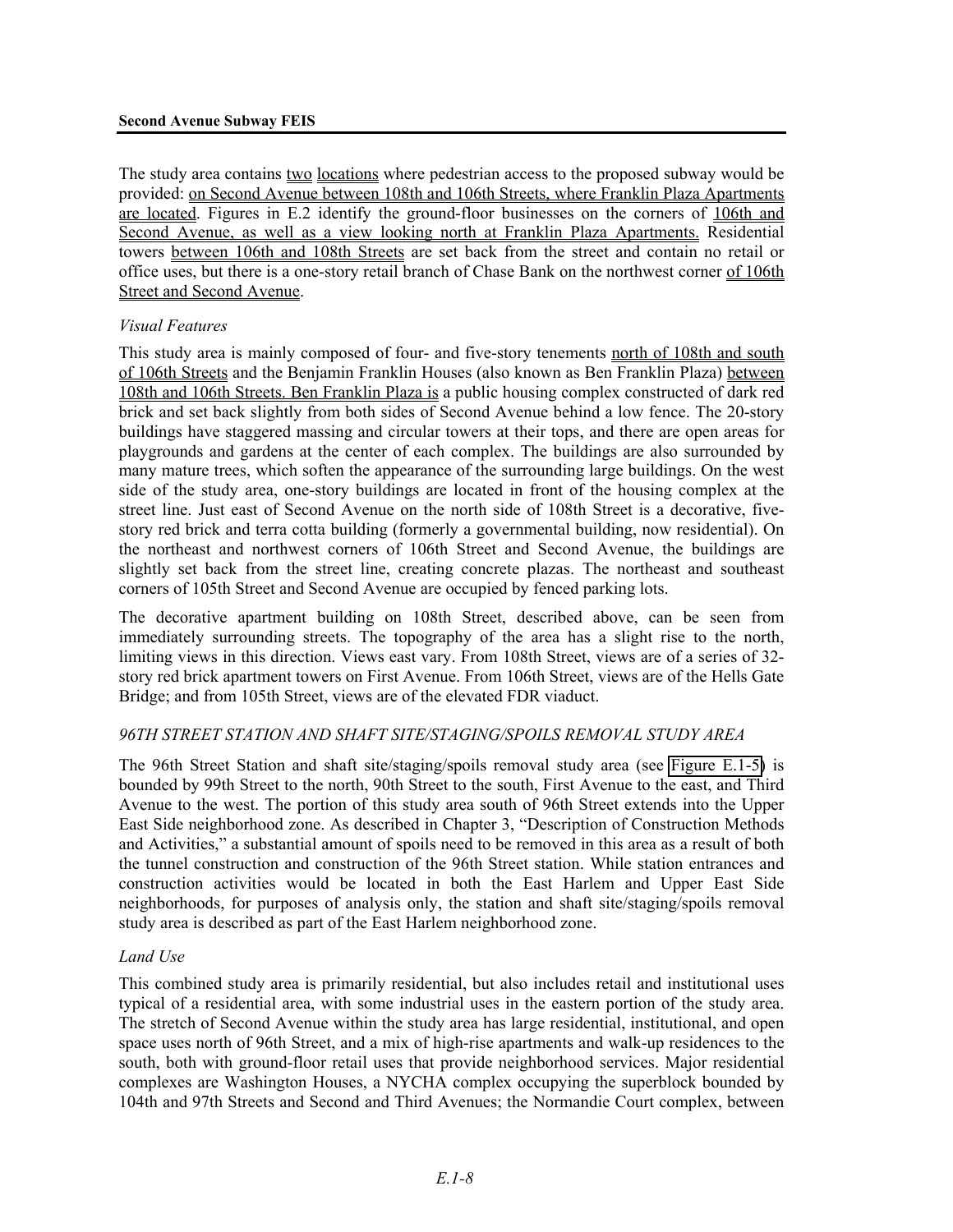The study area contains two locations where pedestrian access to the proposed subway would be provided: on Second Avenue between 108th and 106th Streets, where Franklin Plaza Apartments are located. Figures in E.2 identify the ground-floor businesses on the corners of 106th and Second Avenue, as well as a view looking north at Franklin Plaza Apartments. Residential towers between 106th and 108th Streets are set back from the street and contain no retail or office uses, but there is a one-story retail branch of Chase Bank on the northwest corner of 106th Street and Second Avenue.

*Visual Features*

This study area is mainly composed of four- and five-story tenements north of 108th and south of 106th Streets and the Benjamin Franklin Houses (also known as Ben Franklin Plaza) between 108th and 106th Streets. Ben Franklin Plaza is a public housing complex constructed of dark red brick and set back slightly from both sides of Second Avenue behind a low fence. The 20-story buildings have staggered massing and circular towers at their tops, and there are open areas for playgrounds and gardens at the center of each complex. The buildings are also surrounded by many mature trees, which soften the appearance of the surrounding large buildings. On the west side of the study area, one-story buildings are located in front of the housing complex at the street line. Just east of Second Avenue on the north side of 108th Street is a decorative, five-story red brick and terra cotta building (formerly a governmental building, now residential). On the northeast and northwest corners of 106th Street and Second Avenue, the buildings are slightly set back from the street line, creating concrete plazas. The northeast and southeast corners of 105th Street and Second Avenue are occupied by fenced parking lots.

The decorative apartment building on 108th Street, described above, can be seen from immediately surrounding streets. The topography of the area has a slight rise to the north, limiting views in this direction. Views east vary. From 108th Street, views are of a series of 32-story red brick apartment towers on First Avenue. From 106th Street, views are of the Hells Gate Bridge; and from 105th Street, views are of the elevated FDR viaduct.

*96TH STREET STATION AND SHAFT SITE/STAGING/SPOILS REMOVAL STUDY AREA*

The 96th Street Station and shaft site/staging/spoils removal study area (see Figure E.1-5) is bounded by 99th Street to the north, 90th Street to the south, First Avenue to the east, and Third Avenue to the west. The portion of this study area south of 96th Street extends into the Upper East Side neighborhood zone. As described in Chapter 3, "Description of Construction Methods and Activities," a substantial amount of spoils need to be removed in this area as a result of both the tunnel construction and construction of the 96th Street station. While station entrances and construction activities would be located in both the East Harlem and Upper East Side neighborhoods, for purposes of analysis only, the station and shaft site/staging/spoils removal study area is described as part of the East Harlem neighborhood zone.

*Land Use*

This combined study area is primarily residential, but also includes retail and institutional uses typical of a residential area, with some industrial uses in the eastern portion of the study area. The stretch of Second Avenue within the study area has large residential, institutional, and open space uses north of 96th Street, and a mix of high-rise apartments and walk-up residences to the south, both with ground-floor retail uses that provide neighborhood services. Major residential complexes are Washington Houses, a NYCHA complex occupying the superblock bounded by 104th and 97th Streets and Second and Third Avenues; the Normandie Court complex, between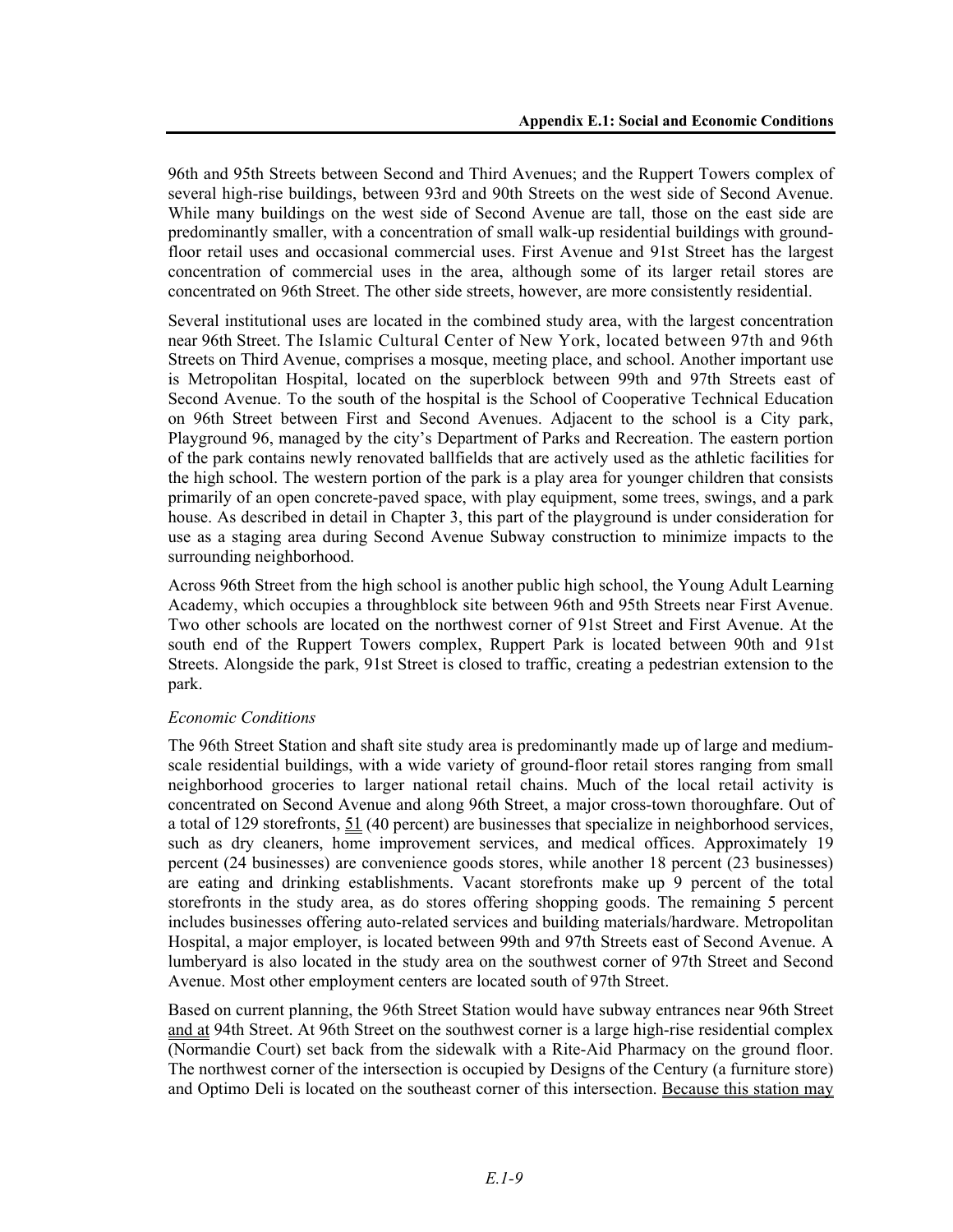96th and 95th Streets between Second and Third Avenues; and the Ruppert Towers complex of several high-rise buildings, between 93rd and 90th Streets on the west side of Second Avenue. While many buildings on the west side of Second Avenue are tall, those on the east side are predominantly smaller, with a concentration of small walk-up residential buildings with ground-floor retail uses and occasional commercial uses. First Avenue and 91st Street has the largest concentration of commercial uses in the area, although some of its larger retail stores are concentrated on 96th Street. The other side streets, however, are more consistently residential.

Several institutional uses are located in the combined study area, with the largest concentration near 96th Street. The Islamic Cultural Center of New York, located between 97th and 96th Streets on Third Avenue, comprises a mosque, meeting place, and school. Another important use is Metropolitan Hospital, located on the superblock between 99th and 97th Streets east of Second Avenue. To the south of the hospital is the School of Cooperative Technical Education on 96th Street between First and Second Avenues. Adjacent to the school is a City park, Playground 96, managed by the city's Department of Parks and Recreation. The eastern portion of the park contains newly renovated ballfields that are actively used as the athletic facilities for the high school. The western portion of the park is a play area for younger children that consists primarily of an open concrete-paved space, with play equipment, some trees, swings, and a park house. As described in detail in Chapter 3, this part of the playground is under consideration for use as a staging area during Second Avenue Subway construction to minimize impacts to the surrounding neighborhood.

Across 96th Street from the high school is another public high school, the Young Adult Learning Academy, which occupies a throughblock site between 96th and 95th Streets near First Avenue. Two other schools are located on the northwest corner of 91st Street and First Avenue. At the south end of the Ruppert Towers complex, Ruppert Park is located between 90th and 91st Streets. Alongside the park, 91st Street is closed to traffic, creating a pedestrian extension to the park.

*Economic Conditions*

The 96th Street Station and shaft site study area is predominantly made up of large and medium-scale residential buildings, with a wide variety of ground-floor retail stores ranging from small neighborhood groceries to larger national retail chains. Much of the local retail activity is concentrated on Second Avenue and along 96th Street, a major cross-town thoroughfare. Out of a total of 129 storefronts, 51 (40 percent) are businesses that specialize in neighborhood services, such as dry cleaners, home improvement services, and medical offices. Approximately 19 percent (24 businesses) are convenience goods stores, while another 18 percent (23 businesses) are eating and drinking establishments. Vacant storefronts make up 9 percent of the total storefronts in the study area, as do stores offering shopping goods. The remaining 5 percent includes businesses offering auto-related services and building materials/hardware. Metropolitan Hospital, a major employer, is located between 99th and 97th Streets east of Second Avenue. A lumberyard is also located in the study area on the southwest corner of 97th Street and Second Avenue. Most other employment centers are located south of 97th Street.

Based on current planning, the 96th Street Station would have subway entrances near 96th Street and at 94th Street. At 96th Street on the southwest corner is a large high-rise residential complex (Normandie Court) set back from the sidewalk with a Rite-Aid Pharmacy on the ground floor. The northwest corner of the intersection is occupied by Designs of the Century (a furniture store) and Optimo Deli is located on the southeast corner of this intersection. Because this station may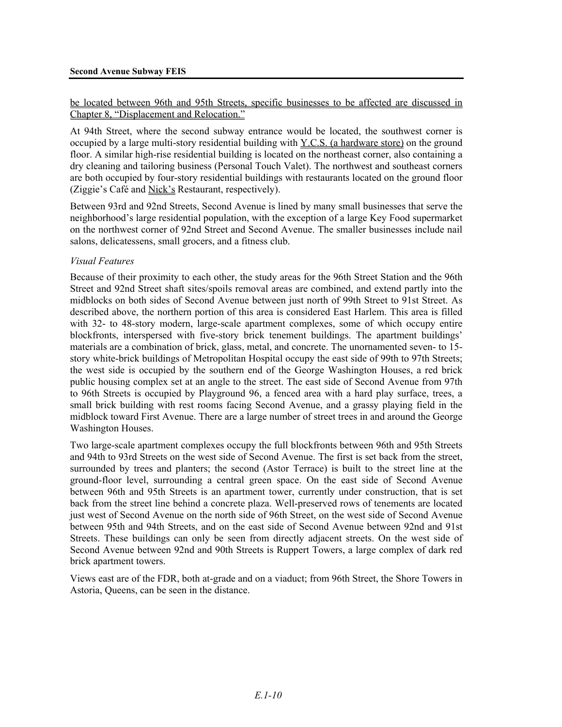be located between 96th and 95th Streets, specific businesses to be affected are discussed in Chapter 8, "Displacement and Relocation."

At 94th Street, where the second subway entrance would be located, the southwest corner is occupied by a large multi-story residential building with Y.C.S. (a hardware store) on the ground floor. A similar high-rise residential building is located on the northeast corner, also containing a dry cleaning and tailoring business (Personal Touch Valet). The northwest and southeast corners are both occupied by four-story residential buildings with restaurants located on the ground floor (Ziggie's Café and Nick's Restaurant, respectively).

Between 93rd and 92nd Streets, Second Avenue is lined by many small businesses that serve the neighborhood's large residential population, with the exception of a large Key Food supermarket on the northwest corner of 92nd Street and Second Avenue. The smaller businesses include nail salons, delicatessens, small grocers, and a fitness club.

*Visual Features*

Because of their proximity to each other, the study areas for the 96th Street Station and the 96th Street and 92nd Street shaft sites/spoils removal areas are combined, and extend partly into the midblocks on both sides of Second Avenue between just north of 99th Street to 91st Street. As described above, the northern portion of this area is considered East Harlem. This area is filled with 32- to 48-story modern, large-scale apartment complexes, some of which occupy entire blockfronts, interspersed with five-story brick tenement buildings. The apartment buildings' materials are a combination of brick, glass, metal, and concrete. The unornamented seven- to 15-story white-brick buildings of Metropolitan Hospital occupy the east side of 99th to 97th Streets; the west side is occupied by the southern end of the George Washington Houses, a red brick public housing complex set at an angle to the street. The east side of Second Avenue from 97th to 96th Streets is occupied by Playground 96, a fenced area with a hard play surface, trees, a small brick building with rest rooms facing Second Avenue, and a grassy playing field in the midblock toward First Avenue. There are a large number of street trees in and around the George Washington Houses.

Two large-scale apartment complexes occupy the full blockfronts between 96th and 95th Streets and 94th to 93rd Streets on the west side of Second Avenue. The first is set back from the street, surrounded by trees and planters; the second (Astor Terrace) is built to the street line at the ground-floor level, surrounding a central green space. On the east side of Second Avenue between 96th and 95th Streets is an apartment tower, currently under construction, that is set back from the street line behind a concrete plaza. Well-preserved rows of tenements are located just west of Second Avenue on the north side of 96th Street, on the west side of Second Avenue between 95th and 94th Streets, and on the east side of Second Avenue between 92nd and 91st Streets. These buildings can only be seen from directly adjacent streets. On the west side of Second Avenue between 92nd and 90th Streets is Ruppert Towers, a large complex of dark red brick apartment towers.

Views east are of the FDR, both at-grade and on a viaduct; from 96th Street, the Shore Towers in Astoria, Queens, can be seen in the distance.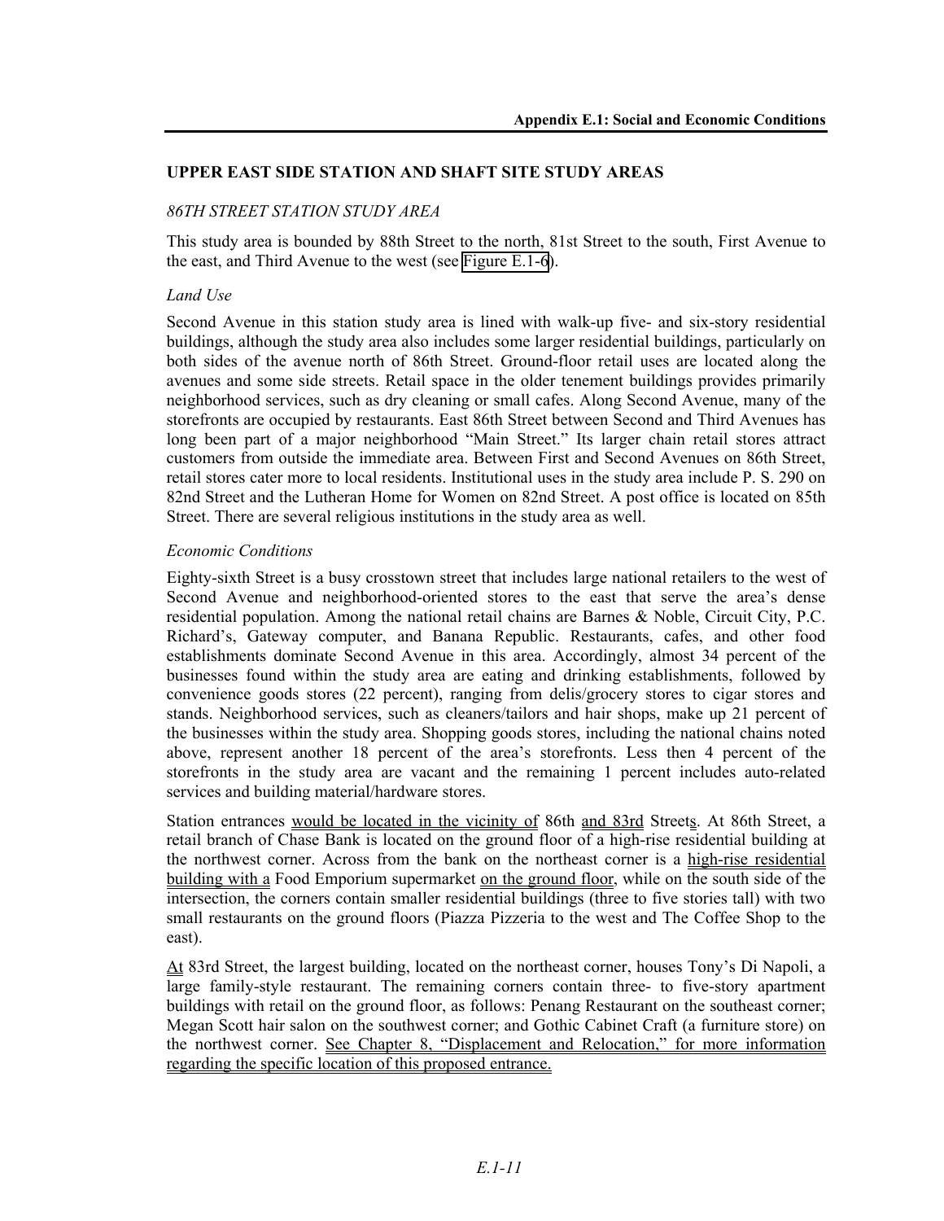## UPPER EAST SIDE STATION AND SHAFT SITE STUDY AREAS

### *86TH STREET STATION STUDY AREA*

This study area is bounded by 88th Street to the north, 81st Street to the south, First Avenue to the east, and Third Avenue to the west (see Figure E.1-6).

#### *Land Use*

Second Avenue in this station study area is lined with walk-up five- and six-story residential buildings, although the study area also includes some larger residential buildings, particularly on both sides of the avenue north of 86th Street. Ground-floor retail uses are located along the avenues and some side streets. Retail space in the older tenement buildings provides primarily neighborhood services, such as dry cleaning or small cafes. Along Second Avenue, many of the storefronts are occupied by restaurants. East 86th Street between Second and Third Avenues has long been part of a major neighborhood "Main Street." Its larger chain retail stores attract customers from outside the immediate area. Between First and Second Avenues on 86th Street, retail stores cater more to local residents. Institutional uses in the study area include P. S. 290 on 82nd Street and the Lutheran Home for Women on 82nd Street. A post office is located on 85th Street. There are several religious institutions in the study area as well.

#### *Economic Conditions*

Eighty-sixth Street is a busy crosstown street that includes large national retailers to the west of Second Avenue and neighborhood-oriented stores to the east that serve the area's dense residential population. Among the national retail chains are Barnes & Noble, Circuit City, P.C. Richard's, Gateway computer, and Banana Republic. Restaurants, cafes, and other food establishments dominate Second Avenue in this area. Accordingly, almost 34 percent of the businesses found within the study area are eating and drinking establishments, followed by convenience goods stores (22 percent), ranging from delis/grocery stores to cigar stores and stands. Neighborhood services, such as cleaners/tailors and hair shops, make up 21 percent of the businesses within the study area. Shopping goods stores, including the national chains noted above, represent another 18 percent of the area's storefronts. Less then 4 percent of the storefronts in the study area are vacant and the remaining 1 percent includes auto-related services and building material/hardware stores.

Station entrances would be located in the vicinity of 86th and 83rd Streets. At 86th Street, a retail branch of Chase Bank is located on the ground floor of a high-rise residential building at the northwest corner. Across from the bank on the northeast corner is a high-rise residential building with a Food Emporium supermarket on the ground floor, while on the south side of the intersection, the corners contain smaller residential buildings (three to five stories tall) with two small restaurants on the ground floors (Piazza Pizzeria to the west and The Coffee Shop to the east).

At 83rd Street, the largest building, located on the northeast corner, houses Tony's Di Napoli, a large family-style restaurant. The remaining corners contain three- to five-story apartment buildings with retail on the ground floor, as follows: Penang Restaurant on the southeast corner; Megan Scott hair salon on the southwest corner; and Gothic Cabinet Craft (a furniture store) on the northwest corner. See Chapter 8, "Displacement and Relocation," for more information regarding the specific location of this proposed entrance.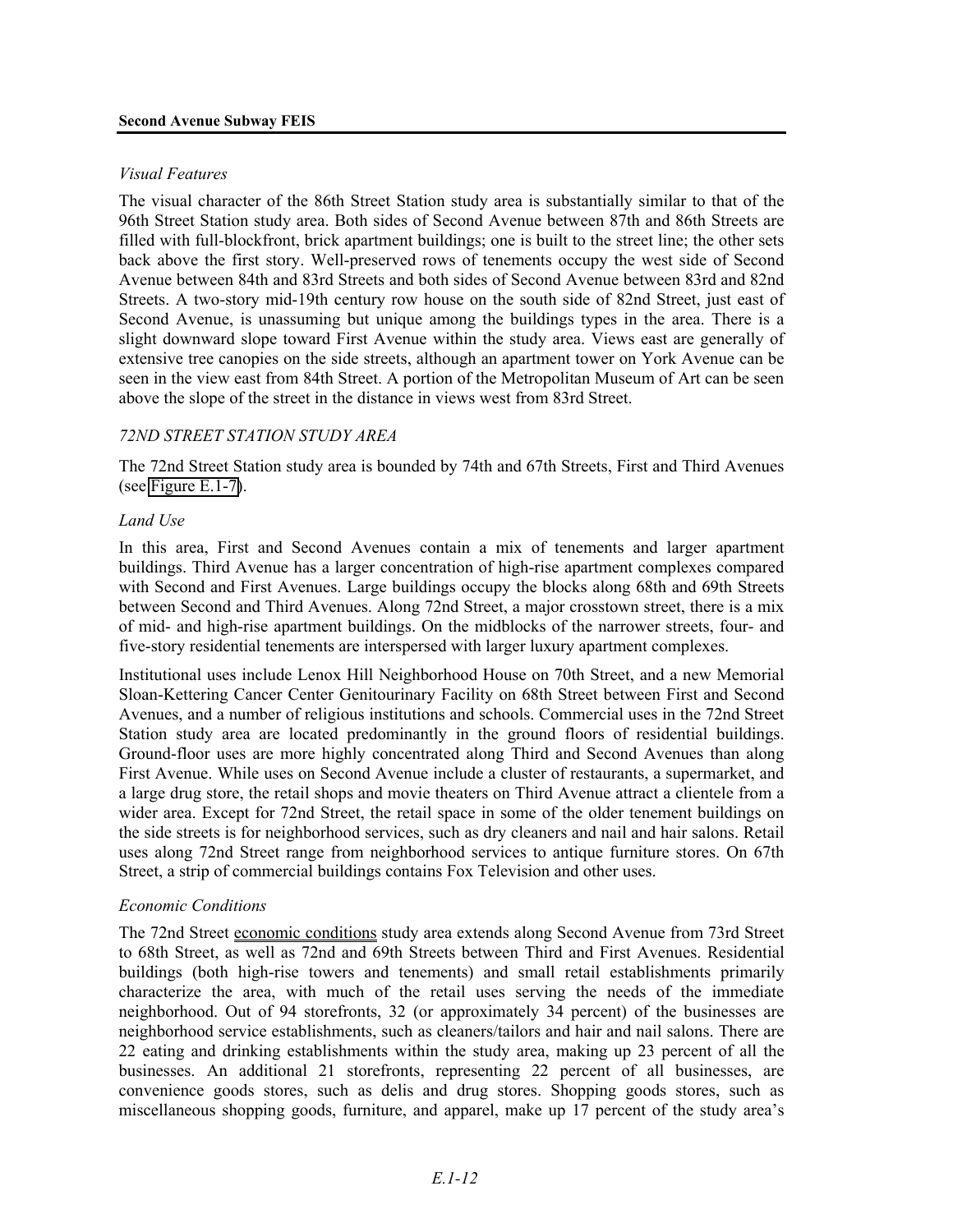*Visual Features*

The visual character of the 86th Street Station study area is substantially similar to that of the 96th Street Station study area. Both sides of Second Avenue between 87th and 86th Streets are filled with full-blockfront, brick apartment buildings; one is built to the street line; the other sets back above the first story. Well-preserved rows of tenements occupy the west side of Second Avenue between 84th and 83rd Streets and both sides of Second Avenue between 83rd and 82nd Streets. A two-story mid-19th century row house on the south side of 82nd Street, just east of Second Avenue, is unassuming but unique among the buildings types in the area. There is a slight downward slope toward First Avenue within the study area. Views east are generally of extensive tree canopies on the side streets, although an apartment tower on York Avenue can be seen in the view east from 84th Street. A portion of the Metropolitan Museum of Art can be seen above the slope of the street in the distance in views west from 83rd Street.

*72ND STREET STATION STUDY AREA*

The 72nd Street Station study area is bounded by 74th and 67th Streets, First and Third Avenues (see Figure E.1-7).

*Land Use*

In this area, First and Second Avenues contain a mix of tenements and larger apartment buildings. Third Avenue has a larger concentration of high-rise apartment complexes compared with Second and First Avenues. Large buildings occupy the blocks along 68th and 69th Streets between Second and Third Avenues. Along 72nd Street, a major crosstown street, there is a mix of mid- and high-rise apartment buildings. On the midblocks of the narrower streets, four- and five-story residential tenements are interspersed with larger luxury apartment complexes.

Institutional uses include Lenox Hill Neighborhood House on 70th Street, and a new Memorial Sloan-Kettering Cancer Center Genitourinary Facility on 68th Street between First and Second Avenues, and a number of religious institutions and schools. Commercial uses in the 72nd Street Station study area are located predominantly in the ground floors of residential buildings. Ground-floor uses are more highly concentrated along Third and Second Avenues than along First Avenue. While uses on Second Avenue include a cluster of restaurants, a supermarket, and a large drug store, the retail shops and movie theaters on Third Avenue attract a clientele from a wider area. Except for 72nd Street, the retail space in some of the older tenement buildings on the side streets is for neighborhood services, such as dry cleaners and nail and hair salons. Retail uses along 72nd Street range from neighborhood services to antique furniture stores. On 67th Street, a strip of commercial buildings contains Fox Television and other uses.

*Economic Conditions*

The 72nd Street economic conditions study area extends along Second Avenue from 73rd Street to 68th Street, as well as 72nd and 69th Streets between Third and First Avenues. Residential buildings (both high-rise towers and tenements) and small retail establishments primarily characterize the area, with much of the retail uses serving the needs of the immediate neighborhood. Out of 94 storefronts, 32 (or approximately 34 percent) of the businesses are neighborhood service establishments, such as cleaners/tailors and hair and nail salons. There are 22 eating and drinking establishments within the study area, making up 23 percent of all the businesses. An additional 21 storefronts, representing 22 percent of all businesses, are convenience goods stores, such as delis and drug stores. Shopping goods stores, such as miscellaneous shopping goods, furniture, and apparel, make up 17 percent of the study area's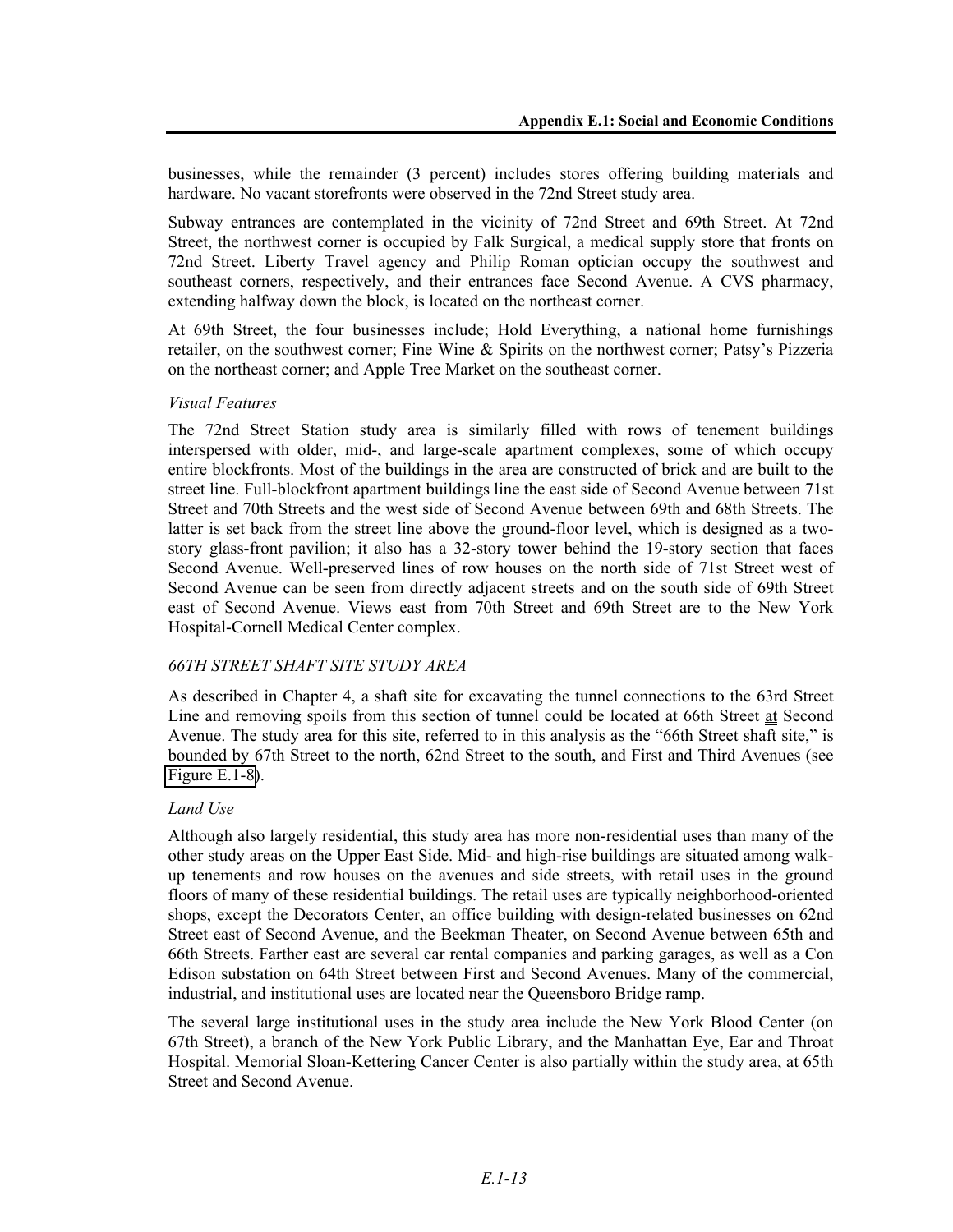businesses, while the remainder (3 percent) includes stores offering building materials and hardware. No vacant storefronts were observed in the 72nd Street study area.

Subway entrances are contemplated in the vicinity of 72nd Street and 69th Street. At 72nd Street, the northwest corner is occupied by Falk Surgical, a medical supply store that fronts on 72nd Street. Liberty Travel agency and Philip Roman optician occupy the southwest and southeast corners, respectively, and their entrances face Second Avenue. A CVS pharmacy, extending halfway down the block, is located on the northeast corner.

At 69th Street, the four businesses include; Hold Everything, a national home furnishings retailer, on the southwest corner; Fine Wine & Spirits on the northwest corner; Patsy's Pizzeria on the northeast corner; and Apple Tree Market on the southeast corner.

*Visual Features*

The 72nd Street Station study area is similarly filled with rows of tenement buildings interspersed with older, mid-, and large-scale apartment complexes, some of which occupy entire blockfronts. Most of the buildings in the area are constructed of brick and are built to the street line. Full-blockfront apartment buildings line the east side of Second Avenue between 71st Street and 70th Streets and the west side of Second Avenue between 69th and 68th Streets. The latter is set back from the street line above the ground-floor level, which is designed as a two-story glass-front pavilion; it also has a 32-story tower behind the 19-story section that faces Second Avenue. Well-preserved lines of row houses on the north side of 71st Street west of Second Avenue can be seen from directly adjacent streets and on the south side of 69th Street east of Second Avenue. Views east from 70th Street and 69th Street are to the New York Hospital-Cornell Medical Center complex.

*66TH STREET SHAFT SITE STUDY AREA*

As described in Chapter 4, a shaft site for excavating the tunnel connections to the 63rd Street Line and removing spoils from this section of tunnel could be located at 66th Street at Second Avenue. The study area for this site, referred to in this analysis as the "66th Street shaft site," is bounded by 67th Street to the north, 62nd Street to the south, and First and Third Avenues (see Figure E.1-8).

*Land Use*

Although also largely residential, this study area has more non-residential uses than many of the other study areas on the Upper East Side. Mid- and high-rise buildings are situated among walk-up tenements and row houses on the avenues and side streets, with retail uses in the ground floors of many of these residential buildings. The retail uses are typically neighborhood-oriented shops, except the Decorators Center, an office building with design-related businesses on 62nd Street east of Second Avenue, and the Beekman Theater, on Second Avenue between 65th and 66th Streets. Farther east are several car rental companies and parking garages, as well as a Con Edison substation on 64th Street between First and Second Avenues. Many of the commercial, industrial, and institutional uses are located near the Queensboro Bridge ramp.

The several large institutional uses in the study area include the New York Blood Center (on 67th Street), a branch of the New York Public Library, and the Manhattan Eye, Ear and Throat Hospital. Memorial Sloan-Kettering Cancer Center is also partially within the study area, at 65th Street and Second Avenue.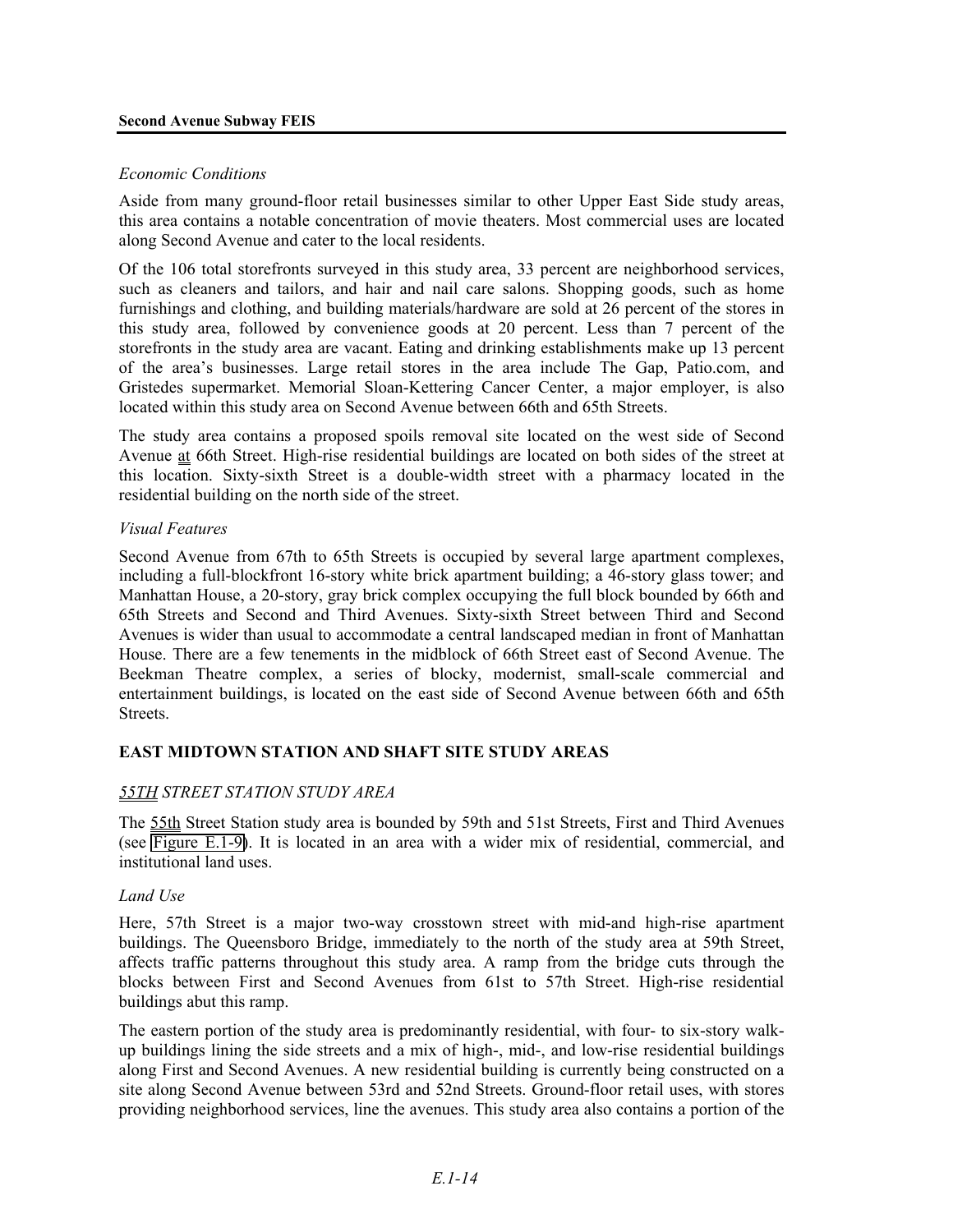*Economic Conditions*

Aside from many ground-floor retail businesses similar to other Upper East Side study areas, this area contains a notable concentration of movie theaters. Most commercial uses are located along Second Avenue and cater to the local residents.

Of the 106 total storefronts surveyed in this study area, 33 percent are neighborhood services, such as cleaners and tailors, and hair and nail care salons. Shopping goods, such as home furnishings and clothing, and building materials/hardware are sold at 26 percent of the stores in this study area, followed by convenience goods at 20 percent. Less than 7 percent of the storefronts in the study area are vacant. Eating and drinking establishments make up 13 percent of the area's businesses. Large retail stores in the area include The Gap, Patio.com, and Gristedes supermarket. Memorial Sloan-Kettering Cancer Center, a major employer, is also located within this study area on Second Avenue between 66th and 65th Streets.

The study area contains a proposed spoils removal site located on the west side of Second Avenue at 66th Street. High-rise residential buildings are located on both sides of the street at this location. Sixty-sixth Street is a double-width street with a pharmacy located in the residential building on the north side of the street.

*Visual Features*

Second Avenue from 67th to 65th Streets is occupied by several large apartment complexes, including a full-blockfront 16-story white brick apartment building; a 46-story glass tower; and Manhattan House, a 20-story, gray brick complex occupying the full block bounded by 66th and 65th Streets and Second and Third Avenues. Sixty-sixth Street between Third and Second Avenues is wider than usual to accommodate a central landscaped median in front of Manhattan House. There are a few tenements in the midblock of 66th Street east of Second Avenue. The Beekman Theatre complex, a series of blocky, modernist, small-scale commercial and entertainment buildings, is located on the east side of Second Avenue between 66th and 65th Streets.

## EAST MIDTOWN STATION AND SHAFT SITE STUDY AREAS

### *55TH STREET STATION STUDY AREA*

The 55th Street Station study area is bounded by 59th and 51st Streets, First and Third Avenues (see Figure E.1-9). It is located in an area with a wider mix of residential, commercial, and institutional land uses.

*Land Use*

Here, 57th Street is a major two-way crosstown street with mid-and high-rise apartment buildings. The Queensboro Bridge, immediately to the north of the study area at 59th Street, affects traffic patterns throughout this study area. A ramp from the bridge cuts through the blocks between First and Second Avenues from 61st to 57th Street. High-rise residential buildings abut this ramp.

The eastern portion of the study area is predominantly residential, with four- to six-story walk-up buildings lining the side streets and a mix of high-, mid-, and low-rise residential buildings along First and Second Avenues. A new residential building is currently being constructed on a site along Second Avenue between 53rd and 52nd Streets. Ground-floor retail uses, with stores providing neighborhood services, line the avenues. This study area also contains a portion of the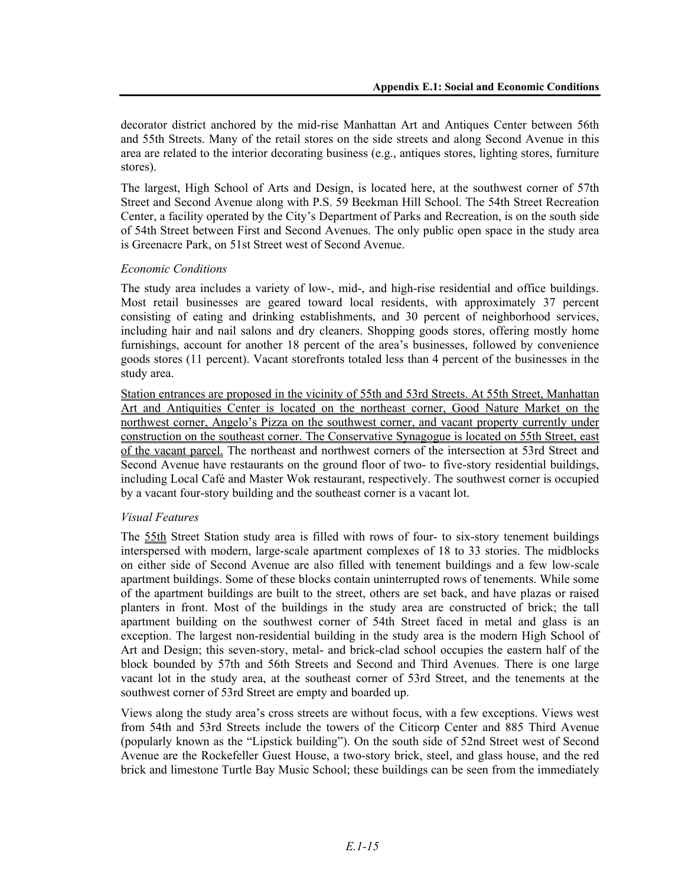decorator district anchored by the mid-rise Manhattan Art and Antiques Center between 56th and 55th Streets. Many of the retail stores on the side streets and along Second Avenue in this area are related to the interior decorating business (e.g., antiques stores, lighting stores, furniture stores).

The largest, High School of Arts and Design, is located here, at the southwest corner of 57th Street and Second Avenue along with P.S. 59 Beekman Hill School. The 54th Street Recreation Center, a facility operated by the City's Department of Parks and Recreation, is on the south side of 54th Street between First and Second Avenues. The only public open space in the study area is Greenacre Park, on 51st Street west of Second Avenue.

*Economic Conditions*

The study area includes a variety of low-, mid-, and high-rise residential and office buildings. Most retail businesses are geared toward local residents, with approximately 37 percent consisting of eating and drinking establishments, and 30 percent of neighborhood services, including hair and nail salons and dry cleaners. Shopping goods stores, offering mostly home furnishings, account for another 18 percent of the area's businesses, followed by convenience goods stores (11 percent). Vacant storefronts totaled less than 4 percent of the businesses in the study area.

Station entrances are proposed in the vicinity of 55th and 53rd Streets. At 55th Street, Manhattan Art and Antiquities Center is located on the northeast corner, Good Nature Market on the northwest corner, Angelo's Pizza on the southwest corner, and vacant property currently under construction on the southeast corner. The Conservative Synagogue is located on 55th Street, east of the vacant parcel. The northeast and northwest corners of the intersection at 53rd Street and Second Avenue have restaurants on the ground floor of two- to five-story residential buildings, including Local Café and Master Wok restaurant, respectively. The southwest corner is occupied by a vacant four-story building and the southeast corner is a vacant lot.

*Visual Features*

The 55th Street Station study area is filled with rows of four- to six-story tenement buildings interspersed with modern, large-scale apartment complexes of 18 to 33 stories. The midblocks on either side of Second Avenue are also filled with tenement buildings and a few low-scale apartment buildings. Some of these blocks contain uninterrupted rows of tenements. While some of the apartment buildings are built to the street, others are set back, and have plazas or raised planters in front. Most of the buildings in the study area are constructed of brick; the tall apartment building on the southwest corner of 54th Street faced in metal and glass is an exception. The largest non-residential building in the study area is the modern High School of Art and Design; this seven-story, metal- and brick-clad school occupies the eastern half of the block bounded by 57th and 56th Streets and Second and Third Avenues. There is one large vacant lot in the study area, at the southeast corner of 53rd Street, and the tenements at the southwest corner of 53rd Street are empty and boarded up.

Views along the study area's cross streets are without focus, with a few exceptions. Views west from 54th and 53rd Streets include the towers of the Citicorp Center and 885 Third Avenue (popularly known as the "Lipstick building"). On the south side of 52nd Street west of Second Avenue are the Rockefeller Guest House, a two-story brick, steel, and glass house, and the red brick and limestone Turtle Bay Music School; these buildings can be seen from the immediately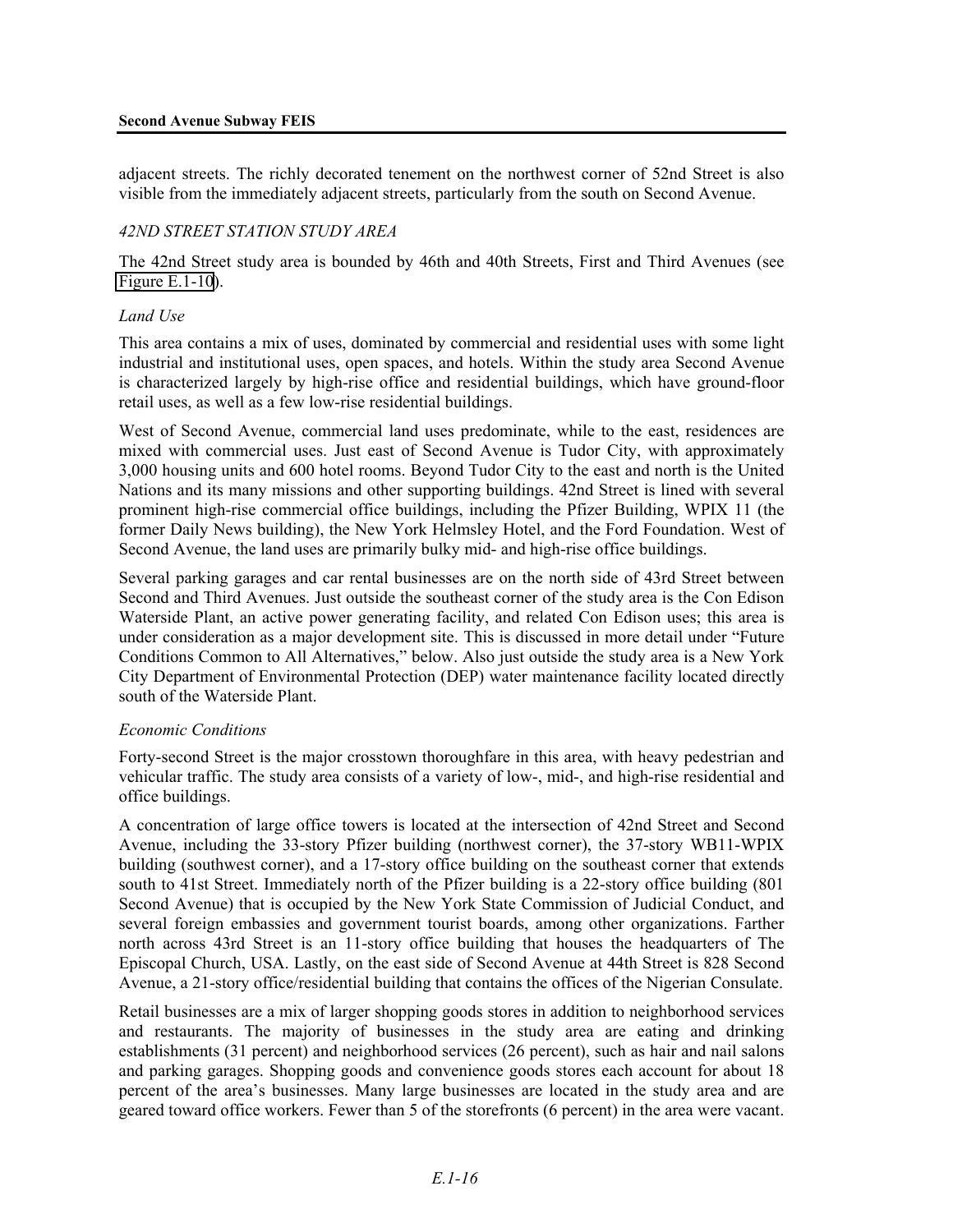adjacent streets. The richly decorated tenement on the northwest corner of 52nd Street is also visible from the immediately adjacent streets, particularly from the south on Second Avenue.

### *42ND STREET STATION STUDY AREA*

The 42nd Street study area is bounded by 46th and 40th Streets, First and Third Avenues (see Figure E.1-10).

#### *Land Use*

This area contains a mix of uses, dominated by commercial and residential uses with some light industrial and institutional uses, open spaces, and hotels. Within the study area Second Avenue is characterized largely by high-rise office and residential buildings, which have ground-floor retail uses, as well as a few low-rise residential buildings.

West of Second Avenue, commercial land uses predominate, while to the east, residences are mixed with commercial uses. Just east of Second Avenue is Tudor City, with approximately 3,000 housing units and 600 hotel rooms. Beyond Tudor City to the east and north is the United Nations and its many missions and other supporting buildings. 42nd Street is lined with several prominent high-rise commercial office buildings, including the Pfizer Building, WPIX 11 (the former Daily News building), the New York Helmsley Hotel, and the Ford Foundation. West of Second Avenue, the land uses are primarily bulky mid- and high-rise office buildings.

Several parking garages and car rental businesses are on the north side of 43rd Street between Second and Third Avenues. Just outside the southeast corner of the study area is the Con Edison Waterside Plant, an active power generating facility, and related Con Edison uses; this area is under consideration as a major development site. This is discussed in more detail under "Future Conditions Common to All Alternatives," below. Also just outside the study area is a New York City Department of Environmental Protection (DEP) water maintenance facility located directly south of the Waterside Plant.

#### *Economic Conditions*

Forty-second Street is the major crosstown thoroughfare in this area, with heavy pedestrian and vehicular traffic. The study area consists of a variety of low-, mid-, and high-rise residential and office buildings.

A concentration of large office towers is located at the intersection of 42nd Street and Second Avenue, including the 33-story Pfizer building (northwest corner), the 37-story WB11-WPIX building (southwest corner), and a 17-story office building on the southeast corner that extends south to 41st Street. Immediately north of the Pfizer building is a 22-story office building (801 Second Avenue) that is occupied by the New York State Commission of Judicial Conduct, and several foreign embassies and government tourist boards, among other organizations. Farther north across 43rd Street is an 11-story office building that houses the headquarters of The Episcopal Church, USA. Lastly, on the east side of Second Avenue at 44th Street is 828 Second Avenue, a 21-story office/residential building that contains the offices of the Nigerian Consulate.

Retail businesses are a mix of larger shopping goods stores in addition to neighborhood services and restaurants. The majority of businesses in the study area are eating and drinking establishments (31 percent) and neighborhood services (26 percent), such as hair and nail salons and parking garages. Shopping goods and convenience goods stores each account for about 18 percent of the area's businesses. Many large businesses are located in the study area and are geared toward office workers. Fewer than 5 of the storefronts (6 percent) in the area were vacant.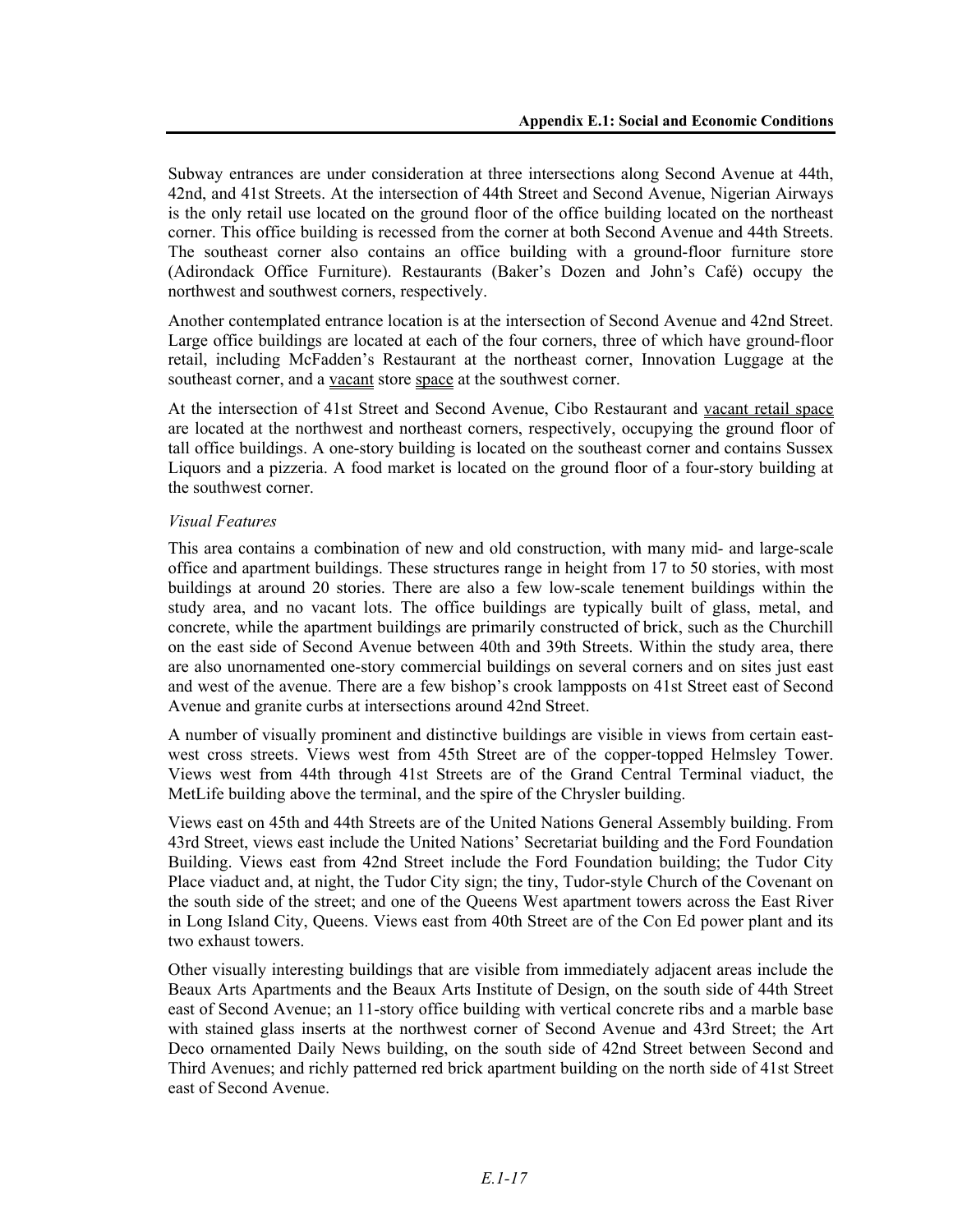Subway entrances are under consideration at three intersections along Second Avenue at 44th, 42nd, and 41st Streets. At the intersection of 44th Street and Second Avenue, Nigerian Airways is the only retail use located on the ground floor of the office building located on the northeast corner. This office building is recessed from the corner at both Second Avenue and 44th Streets. The southeast corner also contains an office building with a ground-floor furniture store (Adirondack Office Furniture). Restaurants (Baker's Dozen and John's Café) occupy the northwest and southwest corners, respectively.

Another contemplated entrance location is at the intersection of Second Avenue and 42nd Street. Large office buildings are located at each of the four corners, three of which have ground-floor retail, including McFadden's Restaurant at the northeast corner, Innovation Luggage at the southeast corner, and a vacant store space at the southwest corner.

At the intersection of 41st Street and Second Avenue, Cibo Restaurant and vacant retail space are located at the northwest and northeast corners, respectively, occupying the ground floor of tall office buildings. A one-story building is located on the southeast corner and contains Sussex Liquors and a pizzeria. A food market is located on the ground floor of a four-story building at the southwest corner.

*Visual Features*

This area contains a combination of new and old construction, with many mid- and large-scale office and apartment buildings. These structures range in height from 17 to 50 stories, with most buildings at around 20 stories. There are also a few low-scale tenement buildings within the study area, and no vacant lots. The office buildings are typically built of glass, metal, and concrete, while the apartment buildings are primarily constructed of brick, such as the Churchill on the east side of Second Avenue between 40th and 39th Streets. Within the study area, there are also unornamented one-story commercial buildings on several corners and on sites just east and west of the avenue. There are a few bishop's crook lampposts on 41st Street east of Second Avenue and granite curbs at intersections around 42nd Street.

A number of visually prominent and distinctive buildings are visible in views from certain east-west cross streets. Views west from 45th Street are of the copper-topped Helmsley Tower. Views west from 44th through 41st Streets are of the Grand Central Terminal viaduct, the MetLife building above the terminal, and the spire of the Chrysler building.

Views east on 45th and 44th Streets are of the United Nations General Assembly building. From 43rd Street, views east include the United Nations' Secretariat building and the Ford Foundation Building. Views east from 42nd Street include the Ford Foundation building; the Tudor City Place viaduct and, at night, the Tudor City sign; the tiny, Tudor-style Church of the Covenant on the south side of the street; and one of the Queens West apartment towers across the East River in Long Island City, Queens. Views east from 40th Street are of the Con Ed power plant and its two exhaust towers.

Other visually interesting buildings that are visible from immediately adjacent areas include the Beaux Arts Apartments and the Beaux Arts Institute of Design, on the south side of 44th Street east of Second Avenue; an 11-story office building with vertical concrete ribs and a marble base with stained glass inserts at the northwest corner of Second Avenue and 43rd Street; the Art Deco ornamented Daily News building, on the south side of 42nd Street between Second and Third Avenues; and richly patterned red brick apartment building on the north side of 41st Street east of Second Avenue.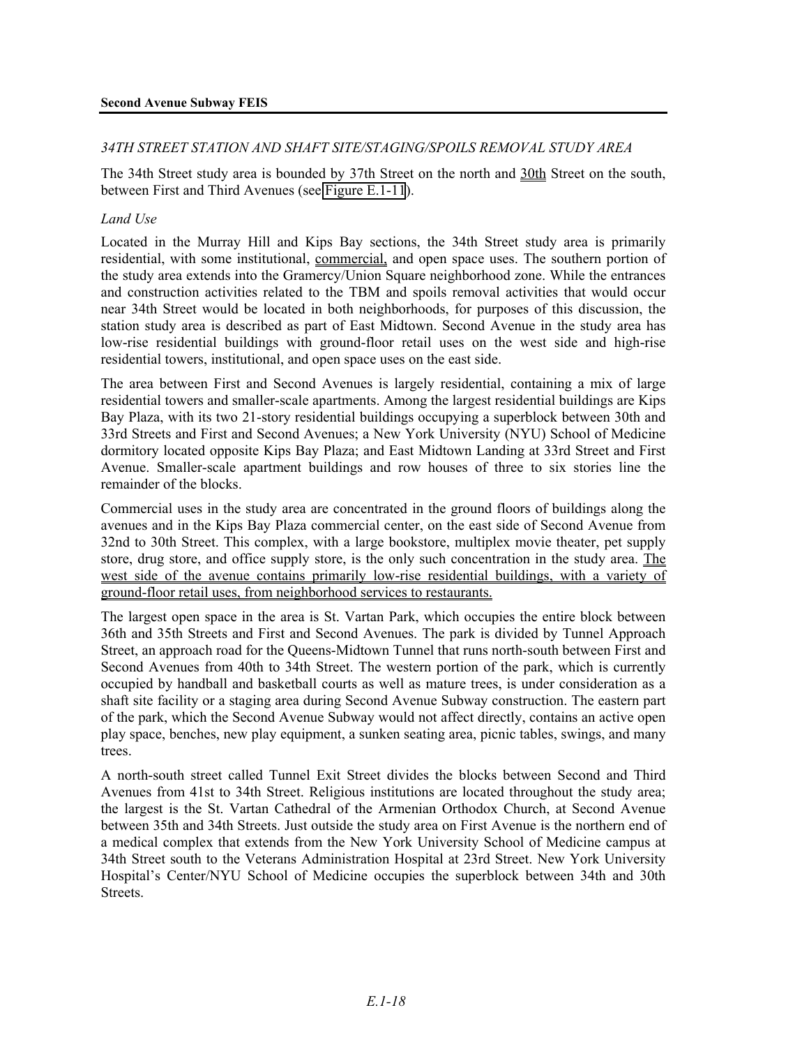*34TH STREET STATION AND SHAFT SITE/STAGING/SPOILS REMOVAL STUDY AREA*

The 34th Street study area is bounded by 37th Street on the north and 30th Street on the south, between First and Third Avenues (see Figure E.1-11).

*Land Use*

Located in the Murray Hill and Kips Bay sections, the 34th Street study area is primarily residential, with some institutional, commercial, and open space uses. The southern portion of the study area extends into the Gramercy/Union Square neighborhood zone. While the entrances and construction activities related to the TBM and spoils removal activities that would occur near 34th Street would be located in both neighborhoods, for purposes of this discussion, the station study area is described as part of East Midtown. Second Avenue in the study area has low-rise residential buildings with ground-floor retail uses on the west side and high-rise residential towers, institutional, and open space uses on the east side.

The area between First and Second Avenues is largely residential, containing a mix of large residential towers and smaller-scale apartments. Among the largest residential buildings are Kips Bay Plaza, with its two 21-story residential buildings occupying a superblock between 30th and 33rd Streets and First and Second Avenues; a New York University (NYU) School of Medicine dormitory located opposite Kips Bay Plaza; and East Midtown Landing at 33rd Street and First Avenue. Smaller-scale apartment buildings and row houses of three to six stories line the remainder of the blocks.

Commercial uses in the study area are concentrated in the ground floors of buildings along the avenues and in the Kips Bay Plaza commercial center, on the east side of Second Avenue from 32nd to 30th Street. This complex, with a large bookstore, multiplex movie theater, pet supply store, drug store, and office supply store, is the only such concentration in the study area. The west side of the avenue contains primarily low-rise residential buildings, with a variety of ground-floor retail uses, from neighborhood services to restaurants.

The largest open space in the area is St. Vartan Park, which occupies the entire block between 36th and 35th Streets and First and Second Avenues. The park is divided by Tunnel Approach Street, an approach road for the Queens-Midtown Tunnel that runs north-south between First and Second Avenues from 40th to 34th Street. The western portion of the park, which is currently occupied by handball and basketball courts as well as mature trees, is under consideration as a shaft site facility or a staging area during Second Avenue Subway construction. The eastern part of the park, which the Second Avenue Subway would not affect directly, contains an active open play space, benches, new play equipment, a sunken seating area, picnic tables, swings, and many trees.

A north-south street called Tunnel Exit Street divides the blocks between Second and Third Avenues from 41st to 34th Street. Religious institutions are located throughout the study area; the largest is the St. Vartan Cathedral of the Armenian Orthodox Church, at Second Avenue between 35th and 34th Streets. Just outside the study area on First Avenue is the northern end of a medical complex that extends from the New York University School of Medicine campus at 34th Street south to the Veterans Administration Hospital at 23rd Street. New York University Hospital's Center/NYU School of Medicine occupies the superblock between 34th and 30th Streets.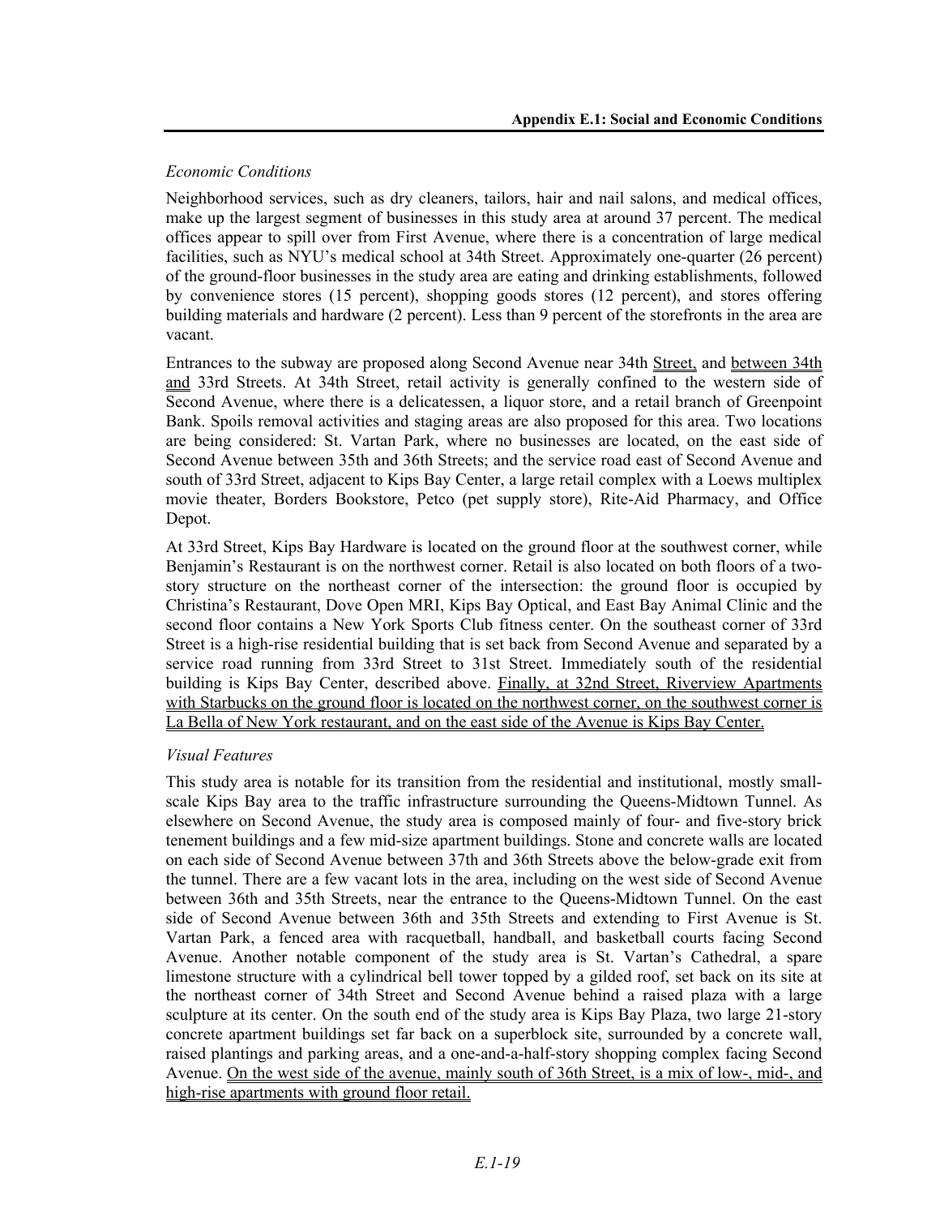*Economic Conditions*

Neighborhood services, such as dry cleaners, tailors, hair and nail salons, and medical offices, make up the largest segment of businesses in this study area at around 37 percent. The medical offices appear to spill over from First Avenue, where there is a concentration of large medical facilities, such as NYU's medical school at 34th Street. Approximately one-quarter (26 percent) of the ground-floor businesses in the study area are eating and drinking establishments, followed by convenience stores (15 percent), shopping goods stores (12 percent), and stores offering building materials and hardware (2 percent). Less than 9 percent of the storefronts in the area are vacant.

Entrances to the subway are proposed along Second Avenue near 34th Street, and between 34th and 33rd Streets. At 34th Street, retail activity is generally confined to the western side of Second Avenue, where there is a delicatessen, a liquor store, and a retail branch of Greenpoint Bank. Spoils removal activities and staging areas are also proposed for this area. Two locations are being considered: St. Vartan Park, where no businesses are located, on the east side of Second Avenue between 35th and 36th Streets; and the service road east of Second Avenue and south of 33rd Street, adjacent to Kips Bay Center, a large retail complex with a Loews multiplex movie theater, Borders Bookstore, Petco (pet supply store), Rite-Aid Pharmacy, and Office Depot.

At 33rd Street, Kips Bay Hardware is located on the ground floor at the southwest corner, while Benjamin's Restaurant is on the northwest corner. Retail is also located on both floors of a two-story structure on the northeast corner of the intersection: the ground floor is occupied by Christina's Restaurant, Dove Open MRI, Kips Bay Optical, and East Bay Animal Clinic and the second floor contains a New York Sports Club fitness center. On the southeast corner of 33rd Street is a high-rise residential building that is set back from Second Avenue and separated by a service road running from 33rd Street to 31st Street. Immediately south of the residential building is Kips Bay Center, described above. Finally, at 32nd Street, Riverview Apartments with Starbucks on the ground floor is located on the northwest corner, on the southwest corner is La Bella of New York restaurant, and on the east side of the Avenue is Kips Bay Center.

*Visual Features*

This study area is notable for its transition from the residential and institutional, mostly small-scale Kips Bay area to the traffic infrastructure surrounding the Queens-Midtown Tunnel. As elsewhere on Second Avenue, the study area is composed mainly of four- and five-story brick tenement buildings and a few mid-size apartment buildings. Stone and concrete walls are located on each side of Second Avenue between 37th and 36th Streets above the below-grade exit from the tunnel. There are a few vacant lots in the area, including on the west side of Second Avenue between 36th and 35th Streets, near the entrance to the Queens-Midtown Tunnel. On the east side of Second Avenue between 36th and 35th Streets and extending to First Avenue is St. Vartan Park, a fenced area with racquetball, handball, and basketball courts facing Second Avenue. Another notable component of the study area is St. Vartan's Cathedral, a spare limestone structure with a cylindrical bell tower topped by a gilded roof, set back on its site at the northeast corner of 34th Street and Second Avenue behind a raised plaza with a large sculpture at its center. On the south end of the study area is Kips Bay Plaza, two large 21-story concrete apartment buildings set far back on a superblock site, surrounded by a concrete wall, raised plantings and parking areas, and a one-and-a-half-story shopping complex facing Second Avenue. On the west side of the avenue, mainly south of 36th Street, is a mix of low-, mid-, and high-rise apartments with ground floor retail.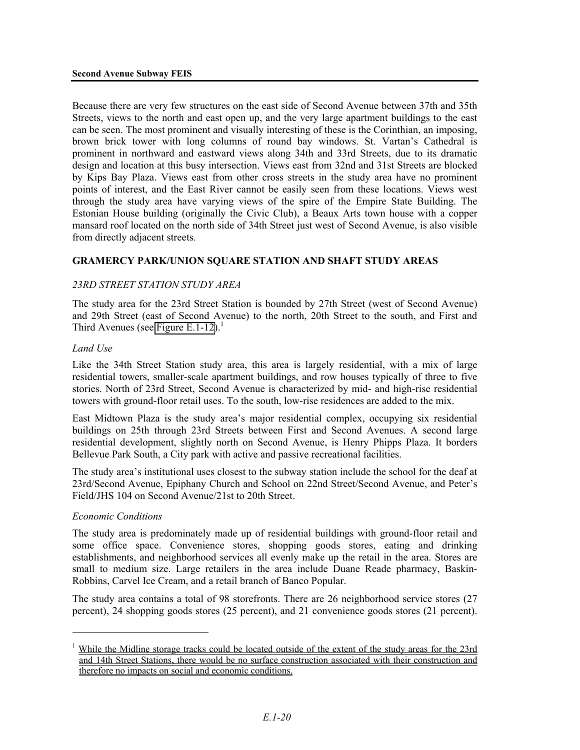Because there are very few structures on the east side of Second Avenue between 37th and 35th Streets, views to the north and east open up, and the very large apartment buildings to the east can be seen. The most prominent and visually interesting of these is the Corinthian, an imposing, brown brick tower with long columns of round bay windows. St. Vartan's Cathedral is prominent in northward and eastward views along 34th and 33rd Streets, due to its dramatic design and location at this busy intersection. Views east from 32nd and 31st Streets are blocked by Kips Bay Plaza. Views east from other cross streets in the study area have no prominent points of interest, and the East River cannot be easily seen from these locations. Views west through the study area have varying views of the spire of the Empire State Building. The Estonian House building (originally the Civic Club), a Beaux Arts town house with a copper mansard roof located on the north side of 34th Street just west of Second Avenue, is also visible from directly adjacent streets.

## GRAMERCY PARK/UNION SQUARE STATION AND SHAFT STUDY AREAS

### *23RD STREET STATION STUDY AREA*

The study area for the 23rd Street Station is bounded by 27th Street (west of Second Avenue) and 29th Street (east of Second Avenue) to the north, 20th Street to the south, and First and Third Avenues (see Figure E.1-12).[1]

#### *Land Use*

Like the 34th Street Station study area, this area is largely residential, with a mix of large residential towers, smaller-scale apartment buildings, and row houses typically of three to five stories. North of 23rd Street, Second Avenue is characterized by mid- and high-rise residential towers with ground-floor retail uses. To the south, low-rise residences are added to the mix.

East Midtown Plaza is the study area's major residential complex, occupying six residential buildings on 25th through 23rd Streets between First and Second Avenues. A second large residential development, slightly north on Second Avenue, is Henry Phipps Plaza. It borders Bellevue Park South, a City park with active and passive recreational facilities.

The study area's institutional uses closest to the subway station include the school for the deaf at 23rd/Second Avenue, Epiphany Church and School on 22nd Street/Second Avenue, and Peter's Field/JHS 104 on Second Avenue/21st to 20th Street.

#### *Economic Conditions*

The study area is predominately made up of residential buildings with ground-floor retail and some office space. Convenience stores, shopping goods stores, eating and drinking establishments, and neighborhood services all evenly make up the retail in the area. Stores are small to medium size. Large retailers in the area include Duane Reade pharmacy, Baskin-Robbins, Carvel Ice Cream, and a retail branch of Banco Popular.

The study area contains a total of 98 storefronts. There are 26 neighborhood service stores (27 percent), 24 shopping goods stores (25 percent), and 21 convenience goods stores (21 percent).

---

[1] While the Midline storage tracks could be located outside of the extent of the study areas for the 23rd and 14th Street Stations, there would be no surface construction associated with their construction and therefore no impacts on social and economic conditions.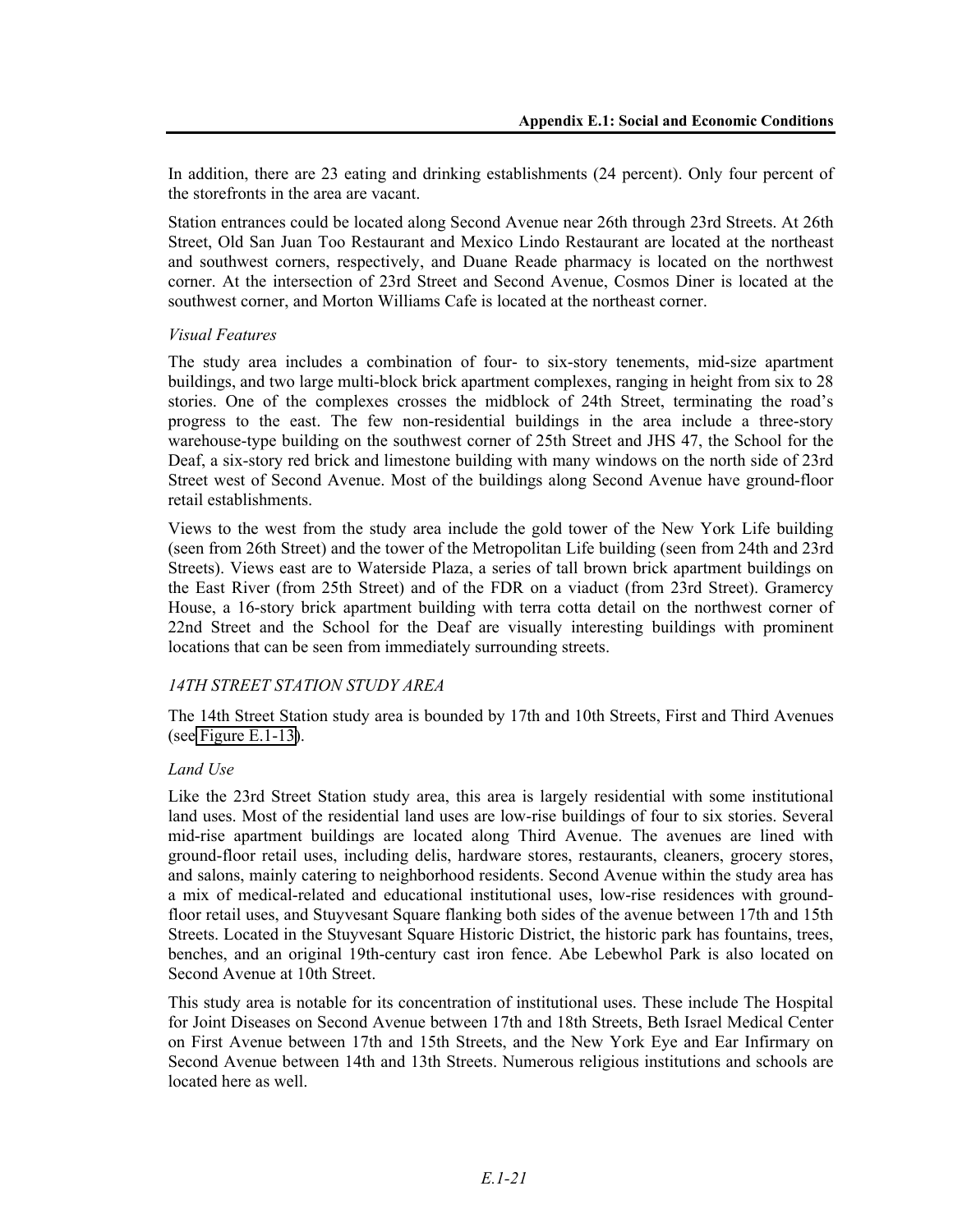In addition, there are 23 eating and drinking establishments (24 percent). Only four percent of the storefronts in the area are vacant.

Station entrances could be located along Second Avenue near 26th through 23rd Streets. At 26th Street, Old San Juan Too Restaurant and Mexico Lindo Restaurant are located at the northeast and southwest corners, respectively, and Duane Reade pharmacy is located on the northwest corner. At the intersection of 23rd Street and Second Avenue, Cosmos Diner is located at the southwest corner, and Morton Williams Cafe is located at the northeast corner.

*Visual Features*

The study area includes a combination of four- to six-story tenements, mid-size apartment buildings, and two large multi-block brick apartment complexes, ranging in height from six to 28 stories. One of the complexes crosses the midblock of 24th Street, terminating the road's progress to the east. The few non-residential buildings in the area include a three-story warehouse-type building on the southwest corner of 25th Street and JHS 47, the School for the Deaf, a six-story red brick and limestone building with many windows on the north side of 23rd Street west of Second Avenue. Most of the buildings along Second Avenue have ground-floor retail establishments.

Views to the west from the study area include the gold tower of the New York Life building (seen from 26th Street) and the tower of the Metropolitan Life building (seen from 24th and 23rd Streets). Views east are to Waterside Plaza, a series of tall brown brick apartment buildings on the East River (from 25th Street) and of the FDR on a viaduct (from 23rd Street). Gramercy House, a 16-story brick apartment building with terra cotta detail on the northwest corner of 22nd Street and the School for the Deaf are visually interesting buildings with prominent locations that can be seen from immediately surrounding streets.

*14TH STREET STATION STUDY AREA*

The 14th Street Station study area is bounded by 17th and 10th Streets, First and Third Avenues (see Figure E.1-13).

*Land Use*

Like the 23rd Street Station study area, this area is largely residential with some institutional land uses. Most of the residential land uses are low-rise buildings of four to six stories. Several mid-rise apartment buildings are located along Third Avenue. The avenues are lined with ground-floor retail uses, including delis, hardware stores, restaurants, cleaners, grocery stores, and salons, mainly catering to neighborhood residents. Second Avenue within the study area has a mix of medical-related and educational institutional uses, low-rise residences with ground-floor retail uses, and Stuyvesant Square flanking both sides of the avenue between 17th and 15th Streets. Located in the Stuyvesant Square Historic District, the historic park has fountains, trees, benches, and an original 19th-century cast iron fence. Abe Lebewhol Park is also located on Second Avenue at 10th Street.

This study area is notable for its concentration of institutional uses. These include The Hospital for Joint Diseases on Second Avenue between 17th and 18th Streets, Beth Israel Medical Center on First Avenue between 17th and 15th Streets, and the New York Eye and Ear Infirmary on Second Avenue between 14th and 13th Streets. Numerous religious institutions and schools are located here as well.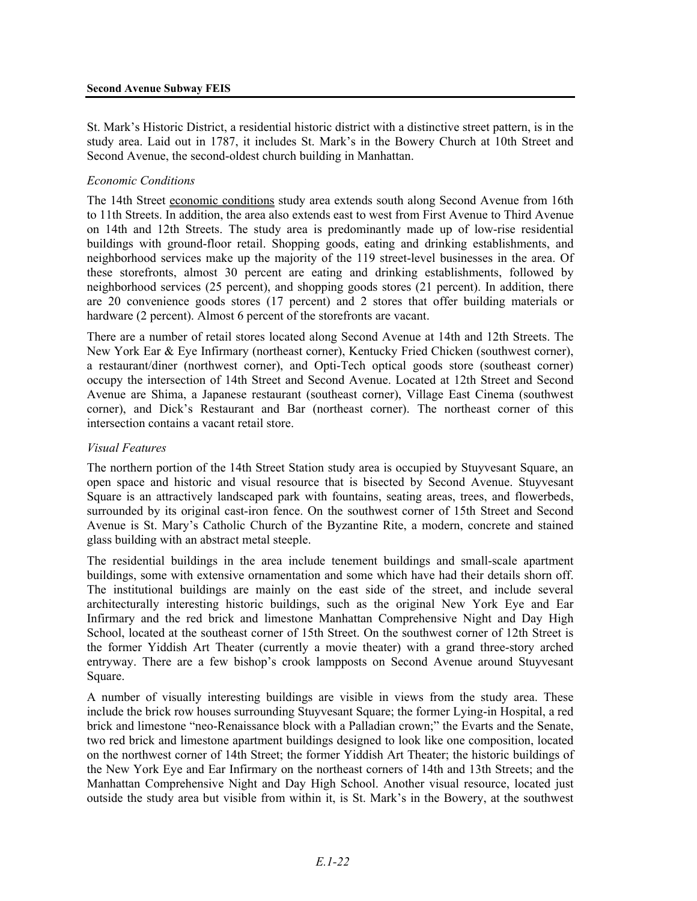St. Mark's Historic District, a residential historic district with a distinctive street pattern, is in the study area. Laid out in 1787, it includes St. Mark's in the Bowery Church at 10th Street and Second Avenue, the second-oldest church building in Manhattan.

*Economic Conditions*

The 14th Street economic conditions study area extends south along Second Avenue from 16th to 11th Streets. In addition, the area also extends east to west from First Avenue to Third Avenue on 14th and 12th Streets. The study area is predominantly made up of low-rise residential buildings with ground-floor retail. Shopping goods, eating and drinking establishments, and neighborhood services make up the majority of the 119 street-level businesses in the area. Of these storefronts, almost 30 percent are eating and drinking establishments, followed by neighborhood services (25 percent), and shopping goods stores (21 percent). In addition, there are 20 convenience goods stores (17 percent) and 2 stores that offer building materials or hardware (2 percent). Almost 6 percent of the storefronts are vacant.

There are a number of retail stores located along Second Avenue at 14th and 12th Streets. The New York Ear & Eye Infirmary (northeast corner), Kentucky Fried Chicken (southwest corner), a restaurant/diner (northwest corner), and Opti-Tech optical goods store (southeast corner) occupy the intersection of 14th Street and Second Avenue. Located at 12th Street and Second Avenue are Shima, a Japanese restaurant (southeast corner), Village East Cinema (southwest corner), and Dick's Restaurant and Bar (northeast corner). The northeast corner of this intersection contains a vacant retail store.

*Visual Features*

The northern portion of the 14th Street Station study area is occupied by Stuyvesant Square, an open space and historic and visual resource that is bisected by Second Avenue. Stuyvesant Square is an attractively landscaped park with fountains, seating areas, trees, and flowerbeds, surrounded by its original cast-iron fence. On the southwest corner of 15th Street and Second Avenue is St. Mary's Catholic Church of the Byzantine Rite, a modern, concrete and stained glass building with an abstract metal steeple.

The residential buildings in the area include tenement buildings and small-scale apartment buildings, some with extensive ornamentation and some which have had their details shorn off. The institutional buildings are mainly on the east side of the street, and include several architecturally interesting historic buildings, such as the original New York Eye and Ear Infirmary and the red brick and limestone Manhattan Comprehensive Night and Day High School, located at the southeast corner of 15th Street. On the southwest corner of 12th Street is the former Yiddish Art Theater (currently a movie theater) with a grand three-story arched entryway. There are a few bishop's crook lampposts on Second Avenue around Stuyvesant Square.

A number of visually interesting buildings are visible in views from the study area. These include the brick row houses surrounding Stuyvesant Square; the former Lying-in Hospital, a red brick and limestone "neo-Renaissance block with a Palladian crown;" the Evarts and the Senate, two red brick and limestone apartment buildings designed to look like one composition, located on the northwest corner of 14th Street; the former Yiddish Art Theater; the historic buildings of the New York Eye and Ear Infirmary on the northeast corners of 14th and 13th Streets; and the Manhattan Comprehensive Night and Day High School. Another visual resource, located just outside the study area but visible from within it, is St. Mark's in the Bowery, at the southwest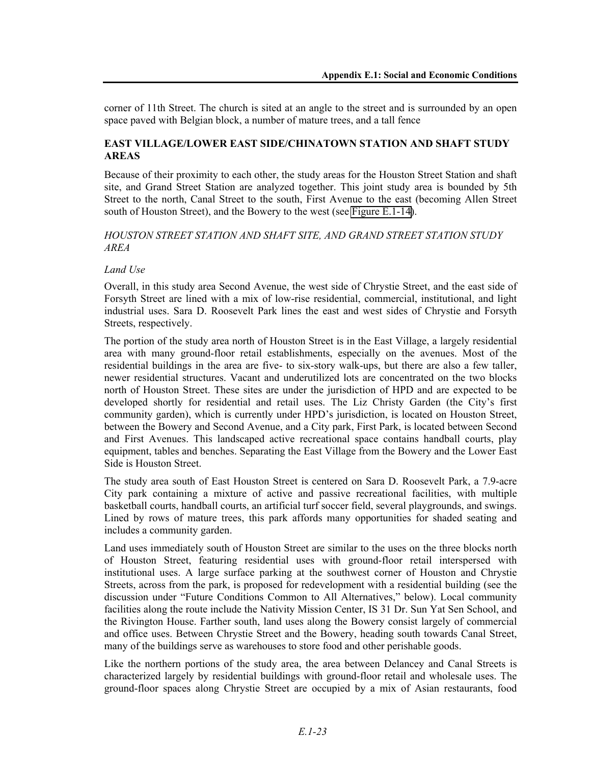corner of 11th Street. The church is sited at an angle to the street and is surrounded by an open space paved with Belgian block, a number of mature trees, and a tall fence

### EAST VILLAGE/LOWER EAST SIDE/CHINATOWN STATION AND SHAFT STUDY AREAS

Because of their proximity to each other, the study areas for the Houston Street Station and shaft site, and Grand Street Station are analyzed together. This joint study area is bounded by 5th Street to the north, Canal Street to the south, First Avenue to the east (becoming Allen Street south of Houston Street), and the Bowery to the west (see Figure E.1-14).

#### *HOUSTON STREET STATION AND SHAFT SITE, AND GRAND STREET STATION STUDY AREA*

*Land Use*

Overall, in this study area Second Avenue, the west side of Chrystie Street, and the east side of Forsyth Street are lined with a mix of low-rise residential, commercial, institutional, and light industrial uses. Sara D. Roosevelt Park lines the east and west sides of Chrystie and Forsyth Streets, respectively.

The portion of the study area north of Houston Street is in the East Village, a largely residential area with many ground-floor retail establishments, especially on the avenues. Most of the residential buildings in the area are five- to six-story walk-ups, but there are also a few taller, newer residential structures. Vacant and underutilized lots are concentrated on the two blocks north of Houston Street. These sites are under the jurisdiction of HPD and are expected to be developed shortly for residential and retail uses. The Liz Christy Garden (the City's first community garden), which is currently under HPD's jurisdiction, is located on Houston Street, between the Bowery and Second Avenue, and a City park, First Park, is located between Second and First Avenues. This landscaped active recreational space contains handball courts, play equipment, tables and benches. Separating the East Village from the Bowery and the Lower East Side is Houston Street.

The study area south of East Houston Street is centered on Sara D. Roosevelt Park, a 7.9-acre City park containing a mixture of active and passive recreational facilities, with multiple basketball courts, handball courts, an artificial turf soccer field, several playgrounds, and swings. Lined by rows of mature trees, this park affords many opportunities for shaded seating and includes a community garden.

Land uses immediately south of Houston Street are similar to the uses on the three blocks north of Houston Street, featuring residential uses with ground-floor retail interspersed with institutional uses. A large surface parking at the southwest corner of Houston and Chrystie Streets, across from the park, is proposed for redevelopment with a residential building (see the discussion under "Future Conditions Common to All Alternatives," below). Local community facilities along the route include the Nativity Mission Center, IS 31 Dr. Sun Yat Sen School, and the Rivington House. Farther south, land uses along the Bowery consist largely of commercial and office uses. Between Chrystie Street and the Bowery, heading south towards Canal Street, many of the buildings serve as warehouses to store food and other perishable goods.

Like the northern portions of the study area, the area between Delancey and Canal Streets is characterized largely by residential buildings with ground-floor retail and wholesale uses. The ground-floor spaces along Chrystie Street are occupied by a mix of Asian restaurants, food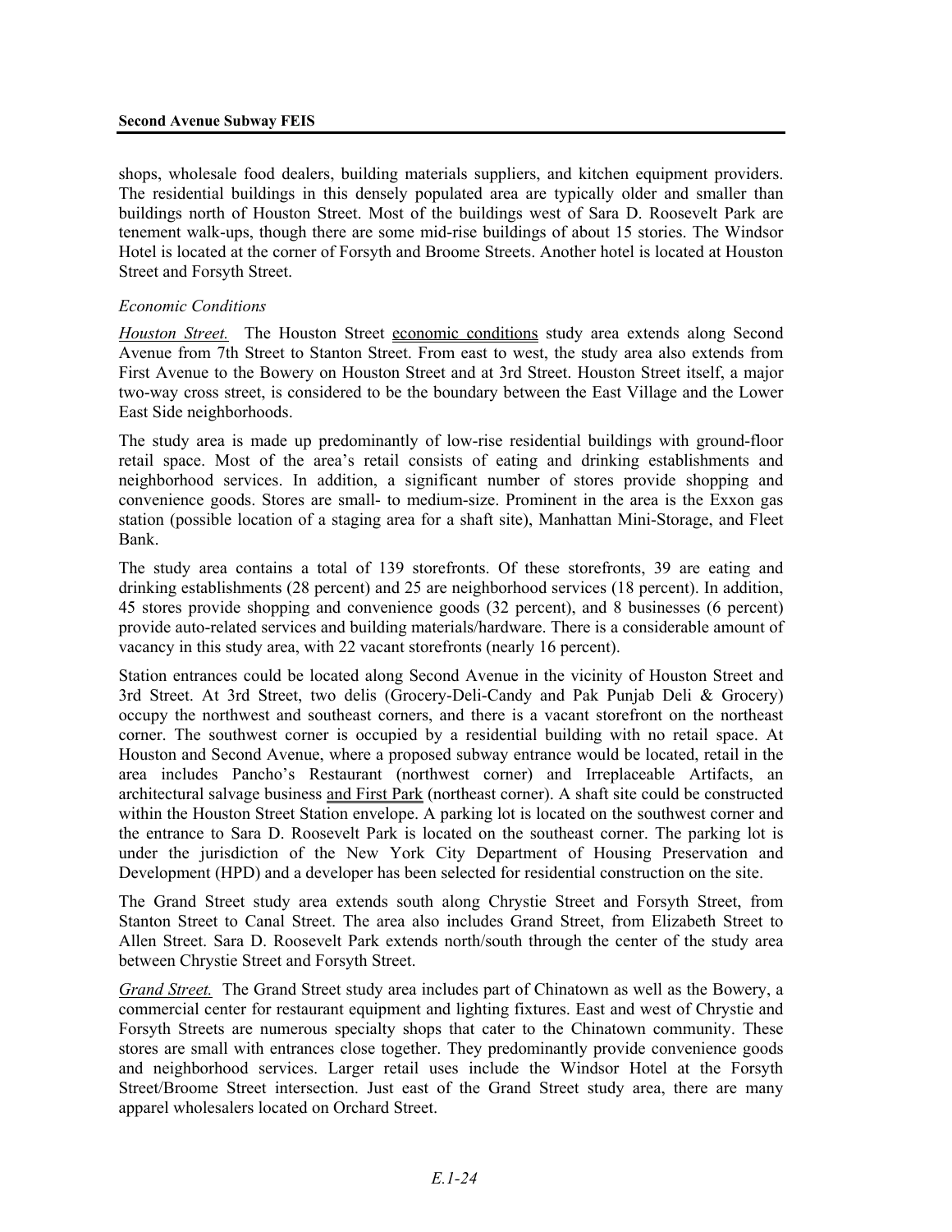shops, wholesale food dealers, building materials suppliers, and kitchen equipment providers. The residential buildings in this densely populated area are typically older and smaller than buildings north of Houston Street. Most of the buildings west of Sara D. Roosevelt Park are tenement walk-ups, though there are some mid-rise buildings of about 15 stories. The Windsor Hotel is located at the corner of Forsyth and Broome Streets. Another hotel is located at Houston Street and Forsyth Street.

*Economic Conditions*

*Houston Street.* The Houston Street economic conditions study area extends along Second Avenue from 7th Street to Stanton Street. From east to west, the study area also extends from First Avenue to the Bowery on Houston Street and at 3rd Street. Houston Street itself, a major two-way cross street, is considered to be the boundary between the East Village and the Lower East Side neighborhoods.

The study area is made up predominantly of low-rise residential buildings with ground-floor retail space. Most of the area's retail consists of eating and drinking establishments and neighborhood services. In addition, a significant number of stores provide shopping and convenience goods. Stores are small- to medium-size. Prominent in the area is the Exxon gas station (possible location of a staging area for a shaft site), Manhattan Mini-Storage, and Fleet Bank.

The study area contains a total of 139 storefronts. Of these storefronts, 39 are eating and drinking establishments (28 percent) and 25 are neighborhood services (18 percent). In addition, 45 stores provide shopping and convenience goods (32 percent), and 8 businesses (6 percent) provide auto-related services and building materials/hardware. There is a considerable amount of vacancy in this study area, with 22 vacant storefronts (nearly 16 percent).

Station entrances could be located along Second Avenue in the vicinity of Houston Street and 3rd Street. At 3rd Street, two delis (Grocery-Deli-Candy and Pak Punjab Deli & Grocery) occupy the northwest and southeast corners, and there is a vacant storefront on the northeast corner. The southwest corner is occupied by a residential building with no retail space. At Houston and Second Avenue, where a proposed subway entrance would be located, retail in the area includes Pancho's Restaurant (northwest corner) and Irreplaceable Artifacts, an architectural salvage business and First Park (northeast corner). A shaft site could be constructed within the Houston Street Station envelope. A parking lot is located on the southwest corner and the entrance to Sara D. Roosevelt Park is located on the southeast corner. The parking lot is under the jurisdiction of the New York City Department of Housing Preservation and Development (HPD) and a developer has been selected for residential construction on the site.

The Grand Street study area extends south along Chrystie Street and Forsyth Street, from Stanton Street to Canal Street. The area also includes Grand Street, from Elizabeth Street to Allen Street. Sara D. Roosevelt Park extends north/south through the center of the study area between Chrystie Street and Forsyth Street.

*Grand Street.* The Grand Street study area includes part of Chinatown as well as the Bowery, a commercial center for restaurant equipment and lighting fixtures. East and west of Chrystie and Forsyth Streets are numerous specialty shops that cater to the Chinatown community. These stores are small with entrances close together. They predominantly provide convenience goods and neighborhood services. Larger retail uses include the Windsor Hotel at the Forsyth Street/Broome Street intersection. Just east of the Grand Street study area, there are many apparel wholesalers located on Orchard Street.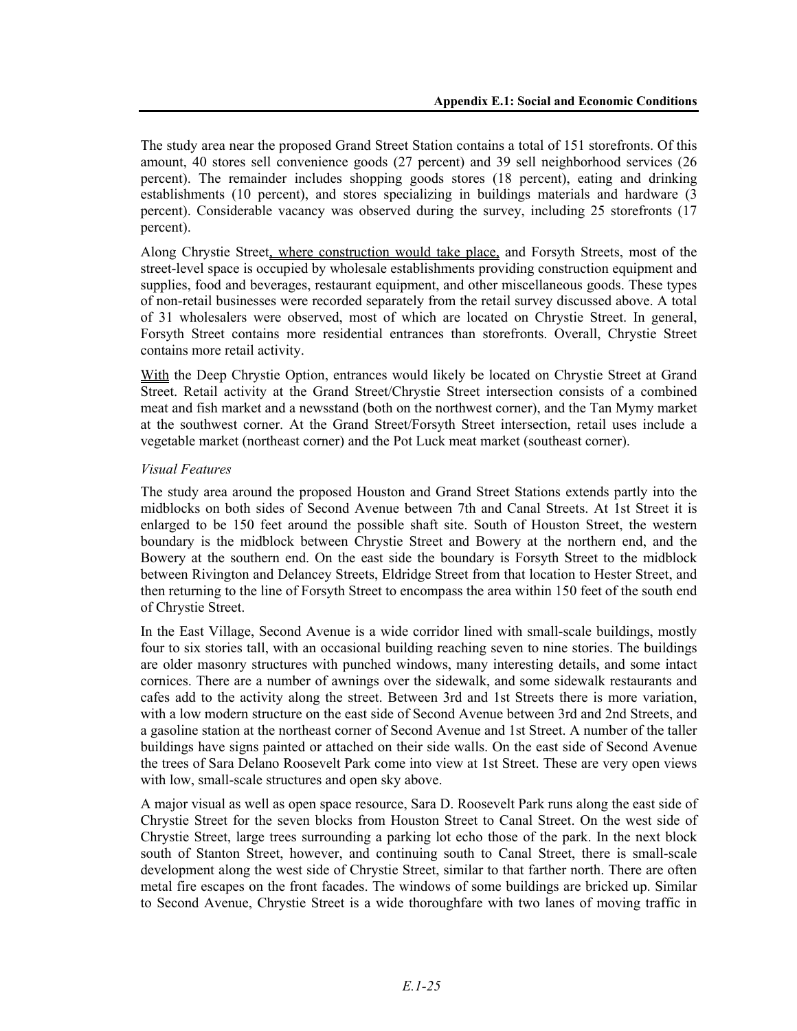The study area near the proposed Grand Street Station contains a total of 151 storefronts. Of this amount, 40 stores sell convenience goods (27 percent) and 39 sell neighborhood services (26 percent). The remainder includes shopping goods stores (18 percent), eating and drinking establishments (10 percent), and stores specializing in buildings materials and hardware (3 percent). Considerable vacancy was observed during the survey, including 25 storefronts (17 percent).

Along Chrystie Street, where construction would take place, and Forsyth Streets, most of the street-level space is occupied by wholesale establishments providing construction equipment and supplies, food and beverages, restaurant equipment, and other miscellaneous goods. These types of non-retail businesses were recorded separately from the retail survey discussed above. A total of 31 wholesalers were observed, most of which are located on Chrystie Street. In general, Forsyth Street contains more residential entrances than storefronts. Overall, Chrystie Street contains more retail activity.

With the Deep Chrystie Option, entrances would likely be located on Chrystie Street at Grand Street. Retail activity at the Grand Street/Chrystie Street intersection consists of a combined meat and fish market and a newsstand (both on the northwest corner), and the Tan Mymy market at the southwest corner. At the Grand Street/Forsyth Street intersection, retail uses include a vegetable market (northeast corner) and the Pot Luck meat market (southeast corner).

*Visual Features*

The study area around the proposed Houston and Grand Street Stations extends partly into the midblocks on both sides of Second Avenue between 7th and Canal Streets. At 1st Street it is enlarged to be 150 feet around the possible shaft site. South of Houston Street, the western boundary is the midblock between Chrystie Street and Bowery at the northern end, and the Bowery at the southern end. On the east side the boundary is Forsyth Street to the midblock between Rivington and Delancey Streets, Eldridge Street from that location to Hester Street, and then returning to the line of Forsyth Street to encompass the area within 150 feet of the south end of Chrystie Street.

In the East Village, Second Avenue is a wide corridor lined with small-scale buildings, mostly four to six stories tall, with an occasional building reaching seven to nine stories. The buildings are older masonry structures with punched windows, many interesting details, and some intact cornices. There are a number of awnings over the sidewalk, and some sidewalk restaurants and cafes add to the activity along the street. Between 3rd and 1st Streets there is more variation, with a low modern structure on the east side of Second Avenue between 3rd and 2nd Streets, and a gasoline station at the northeast corner of Second Avenue and 1st Street. A number of the taller buildings have signs painted or attached on their side walls. On the east side of Second Avenue the trees of Sara Delano Roosevelt Park come into view at 1st Street. These are very open views with low, small-scale structures and open sky above.

A major visual as well as open space resource, Sara D. Roosevelt Park runs along the east side of Chrystie Street for the seven blocks from Houston Street to Canal Street. On the west side of Chrystie Street, large trees surrounding a parking lot echo those of the park. In the next block south of Stanton Street, however, and continuing south to Canal Street, there is small-scale development along the west side of Chrystie Street, similar to that farther north. There are often metal fire escapes on the front facades. The windows of some buildings are bricked up. Similar to Second Avenue, Chrystie Street is a wide thoroughfare with two lanes of moving traffic in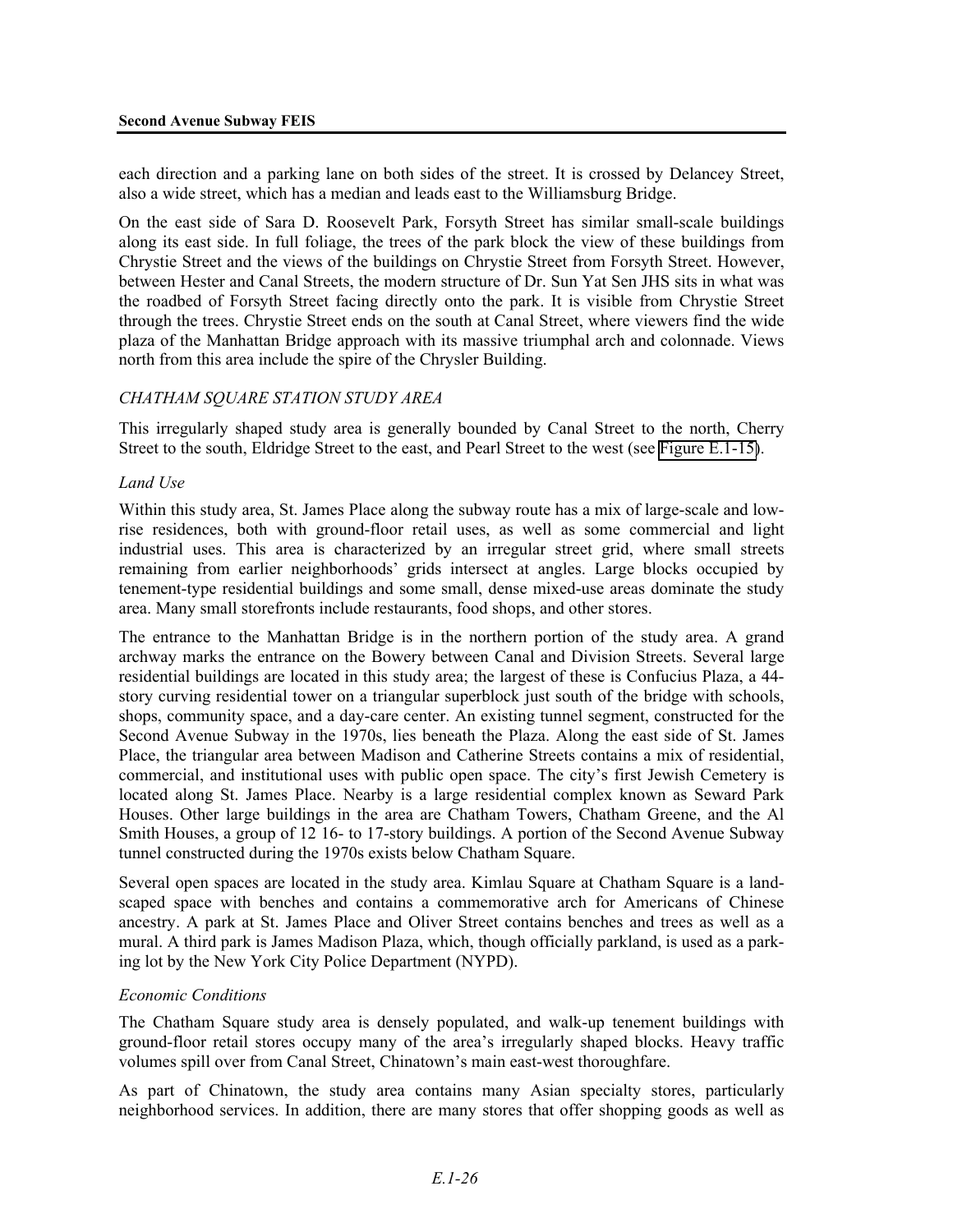each direction and a parking lane on both sides of the street. It is crossed by Delancey Street, also a wide street, which has a median and leads east to the Williamsburg Bridge.

On the east side of Sara D. Roosevelt Park, Forsyth Street has similar small-scale buildings along its east side. In full foliage, the trees of the park block the view of these buildings from Chrystie Street and the views of the buildings on Chrystie Street from Forsyth Street. However, between Hester and Canal Streets, the modern structure of Dr. Sun Yat Sen JHS sits in what was the roadbed of Forsyth Street facing directly onto the park. It is visible from Chrystie Street through the trees. Chrystie Street ends on the south at Canal Street, where viewers find the wide plaza of the Manhattan Bridge approach with its massive triumphal arch and colonnade. Views north from this area include the spire of the Chrysler Building.

*CHATHAM SQUARE STATION STUDY AREA*

This irregularly shaped study area is generally bounded by Canal Street to the north, Cherry Street to the south, Eldridge Street to the east, and Pearl Street to the west (see Figure E.1-15).

*Land Use*

Within this study area, St. James Place along the subway route has a mix of large-scale and low-rise residences, both with ground-floor retail uses, as well as some commercial and light industrial uses. This area is characterized by an irregular street grid, where small streets remaining from earlier neighborhoods' grids intersect at angles. Large blocks occupied by tenement-type residential buildings and some small, dense mixed-use areas dominate the study area. Many small storefronts include restaurants, food shops, and other stores.

The entrance to the Manhattan Bridge is in the northern portion of the study area. A grand archway marks the entrance on the Bowery between Canal and Division Streets. Several large residential buildings are located in this study area; the largest of these is Confucius Plaza, a 44-story curving residential tower on a triangular superblock just south of the bridge with schools, shops, community space, and a day-care center. An existing tunnel segment, constructed for the Second Avenue Subway in the 1970s, lies beneath the Plaza. Along the east side of St. James Place, the triangular area between Madison and Catherine Streets contains a mix of residential, commercial, and institutional uses with public open space. The city's first Jewish Cemetery is located along St. James Place. Nearby is a large residential complex known as Seward Park Houses. Other large buildings in the area are Chatham Towers, Chatham Greene, and the Al Smith Houses, a group of 12 16- to 17-story buildings. A portion of the Second Avenue Subway tunnel constructed during the 1970s exists below Chatham Square.

Several open spaces are located in the study area. Kimlau Square at Chatham Square is a landscaped space with benches and contains a commemorative arch for Americans of Chinese ancestry. A park at St. James Place and Oliver Street contains benches and trees as well as a mural. A third park is James Madison Plaza, which, though officially parkland, is used as a parking lot by the New York City Police Department (NYPD).

*Economic Conditions*

The Chatham Square study area is densely populated, and walk-up tenement buildings with ground-floor retail stores occupy many of the area's irregularly shaped blocks. Heavy traffic volumes spill over from Canal Street, Chinatown's main east-west thoroughfare.

As part of Chinatown, the study area contains many Asian specialty stores, particularly neighborhood services. In addition, there are many stores that offer shopping goods as well as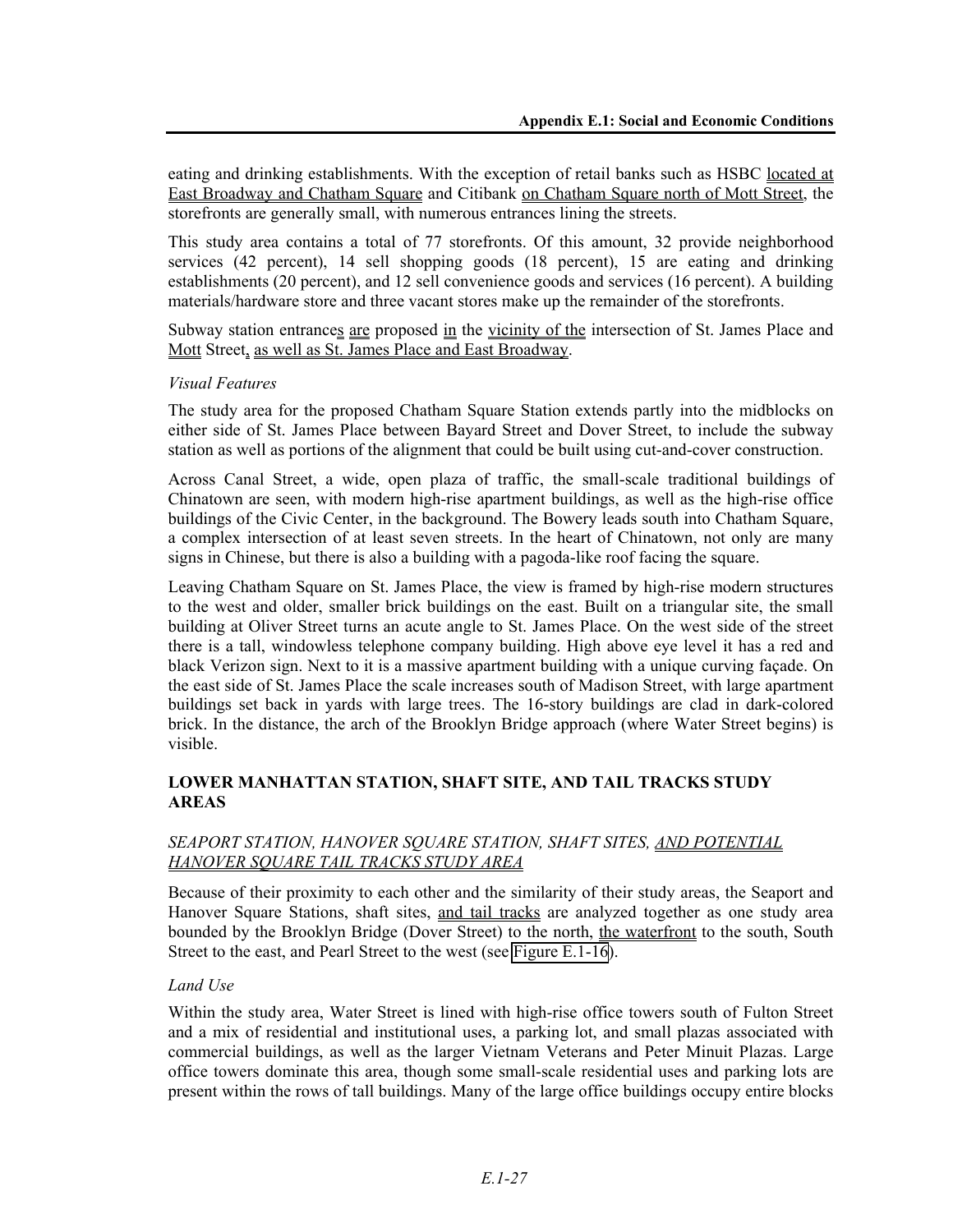eating and drinking establishments. With the exception of retail banks such as HSBC located at East Broadway and Chatham Square and Citibank on Chatham Square north of Mott Street, the storefronts are generally small, with numerous entrances lining the streets.

This study area contains a total of 77 storefronts. Of this amount, 32 provide neighborhood services (42 percent), 14 sell shopping goods (18 percent), 15 are eating and drinking establishments (20 percent), and 12 sell convenience goods and services (16 percent). A building materials/hardware store and three vacant stores make up the remainder of the storefronts.

Subway station entrances are proposed in the vicinity of the intersection of St. James Place and Mott Street, as well as St. James Place and East Broadway.

*Visual Features*

The study area for the proposed Chatham Square Station extends partly into the midblocks on either side of St. James Place between Bayard Street and Dover Street, to include the subway station as well as portions of the alignment that could be built using cut-and-cover construction.

Across Canal Street, a wide, open plaza of traffic, the small-scale traditional buildings of Chinatown are seen, with modern high-rise apartment buildings, as well as the high-rise office buildings of the Civic Center, in the background. The Bowery leads south into Chatham Square, a complex intersection of at least seven streets. In the heart of Chinatown, not only are many signs in Chinese, but there is also a building with a pagoda-like roof facing the square.

Leaving Chatham Square on St. James Place, the view is framed by high-rise modern structures to the west and older, smaller brick buildings on the east. Built on a triangular site, the small building at Oliver Street turns an acute angle to St. James Place. On the west side of the street there is a tall, windowless telephone company building. High above eye level it has a red and black Verizon sign. Next to it is a massive apartment building with a unique curving façade. On the east side of St. James Place the scale increases south of Madison Street, with large apartment buildings set back in yards with large trees. The 16-story buildings are clad in dark-colored brick. In the distance, the arch of the Brooklyn Bridge approach (where Water Street begins) is visible.

### LOWER MANHATTAN STATION, SHAFT SITE, AND TAIL TRACKS STUDY AREAS

#### *SEAPORT STATION, HANOVER SQUARE STATION, SHAFT SITES, AND POTENTIAL HANOVER SQUARE TAIL TRACKS STUDY AREA*

Because of their proximity to each other and the similarity of their study areas, the Seaport and Hanover Square Stations, shaft sites, and tail tracks are analyzed together as one study area bounded by the Brooklyn Bridge (Dover Street) to the north, the waterfront to the south, South Street to the east, and Pearl Street to the west (see Figure E.1-16).

*Land Use*

Within the study area, Water Street is lined with high-rise office towers south of Fulton Street and a mix of residential and institutional uses, a parking lot, and small plazas associated with commercial buildings, as well as the larger Vietnam Veterans and Peter Minuit Plazas. Large office towers dominate this area, though some small-scale residential uses and parking lots are present within the rows of tall buildings. Many of the large office buildings occupy entire blocks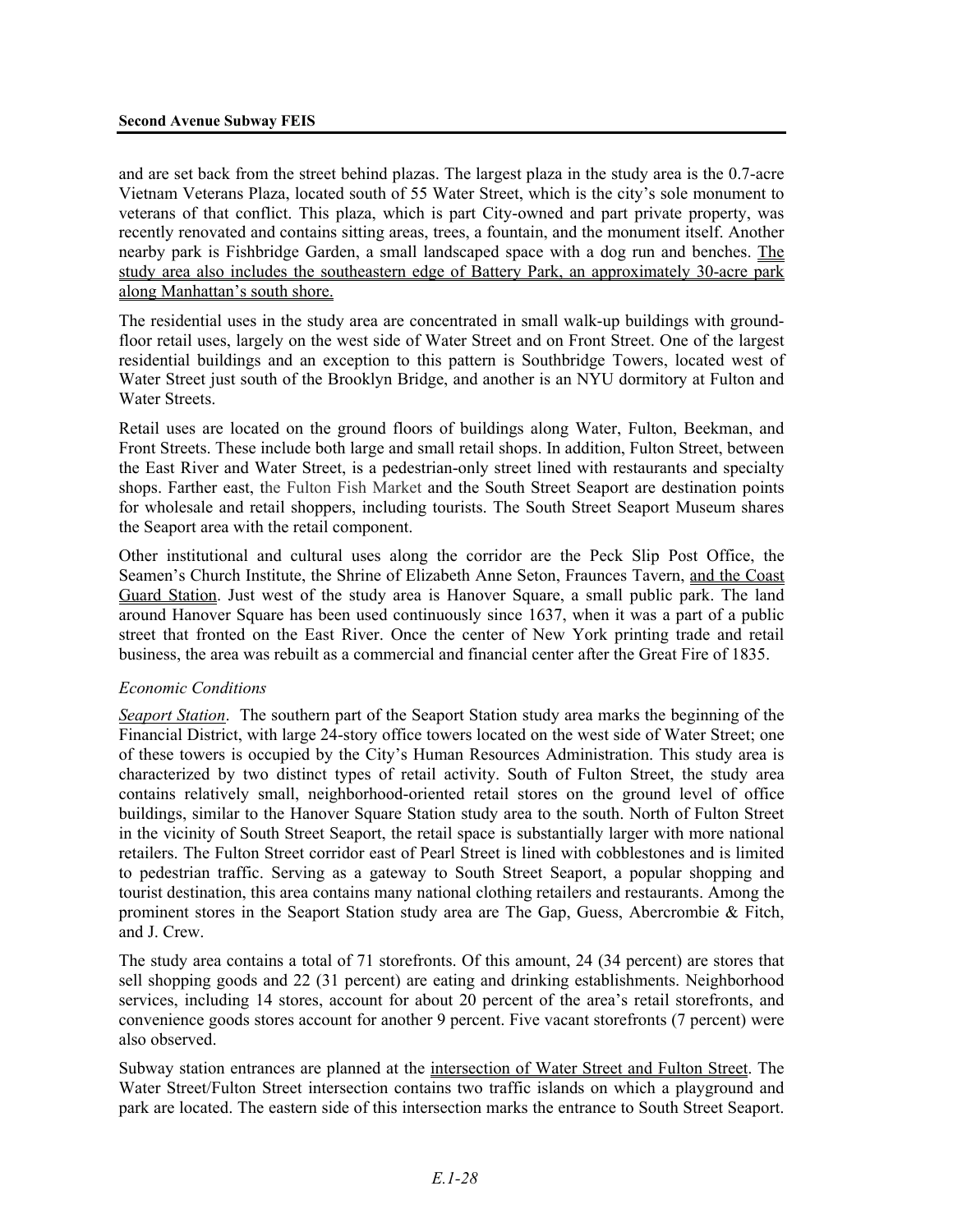and are set back from the street behind plazas. The largest plaza in the study area is the 0.7-acre Vietnam Veterans Plaza, located south of 55 Water Street, which is the city's sole monument to veterans of that conflict. This plaza, which is part City-owned and part private property, was recently renovated and contains sitting areas, trees, a fountain, and the monument itself. Another nearby park is Fishbridge Garden, a small landscaped space with a dog run and benches. The study area also includes the southeastern edge of Battery Park, an approximately 30-acre park along Manhattan's south shore.

The residential uses in the study area are concentrated in small walk-up buildings with ground-floor retail uses, largely on the west side of Water Street and on Front Street. One of the largest residential buildings and an exception to this pattern is Southbridge Towers, located west of Water Street just south of the Brooklyn Bridge, and another is an NYU dormitory at Fulton and Water Streets.

Retail uses are located on the ground floors of buildings along Water, Fulton, Beekman, and Front Streets. These include both large and small retail shops. In addition, Fulton Street, between the East River and Water Street, is a pedestrian-only street lined with restaurants and specialty shops. Farther east, the Fulton Fish Market and the South Street Seaport are destination points for wholesale and retail shoppers, including tourists. The South Street Seaport Museum shares the Seaport area with the retail component.

Other institutional and cultural uses along the corridor are the Peck Slip Post Office, the Seamen's Church Institute, the Shrine of Elizabeth Anne Seton, Fraunces Tavern, and the Coast Guard Station. Just west of the study area is Hanover Square, a small public park. The land around Hanover Square has been used continuously since 1637, when it was a part of a public street that fronted on the East River. Once the center of New York printing trade and retail business, the area was rebuilt as a commercial and financial center after the Great Fire of 1835.

*Economic Conditions*

*Seaport Station*. The southern part of the Seaport Station study area marks the beginning of the Financial District, with large 24-story office towers located on the west side of Water Street; one of these towers is occupied by the City's Human Resources Administration. This study area is characterized by two distinct types of retail activity. South of Fulton Street, the study area contains relatively small, neighborhood-oriented retail stores on the ground level of office buildings, similar to the Hanover Square Station study area to the south. North of Fulton Street in the vicinity of South Street Seaport, the retail space is substantially larger with more national retailers. The Fulton Street corridor east of Pearl Street is lined with cobblestones and is limited to pedestrian traffic. Serving as a gateway to South Street Seaport, a popular shopping and tourist destination, this area contains many national clothing retailers and restaurants. Among the prominent stores in the Seaport Station study area are The Gap, Guess, Abercrombie & Fitch, and J. Crew.

The study area contains a total of 71 storefronts. Of this amount, 24 (34 percent) are stores that sell shopping goods and 22 (31 percent) are eating and drinking establishments. Neighborhood services, including 14 stores, account for about 20 percent of the area's retail storefronts, and convenience goods stores account for another 9 percent. Five vacant storefronts (7 percent) were also observed.

Subway station entrances are planned at the intersection of Water Street and Fulton Street. The Water Street/Fulton Street intersection contains two traffic islands on which a playground and park are located. The eastern side of this intersection marks the entrance to South Street Seaport.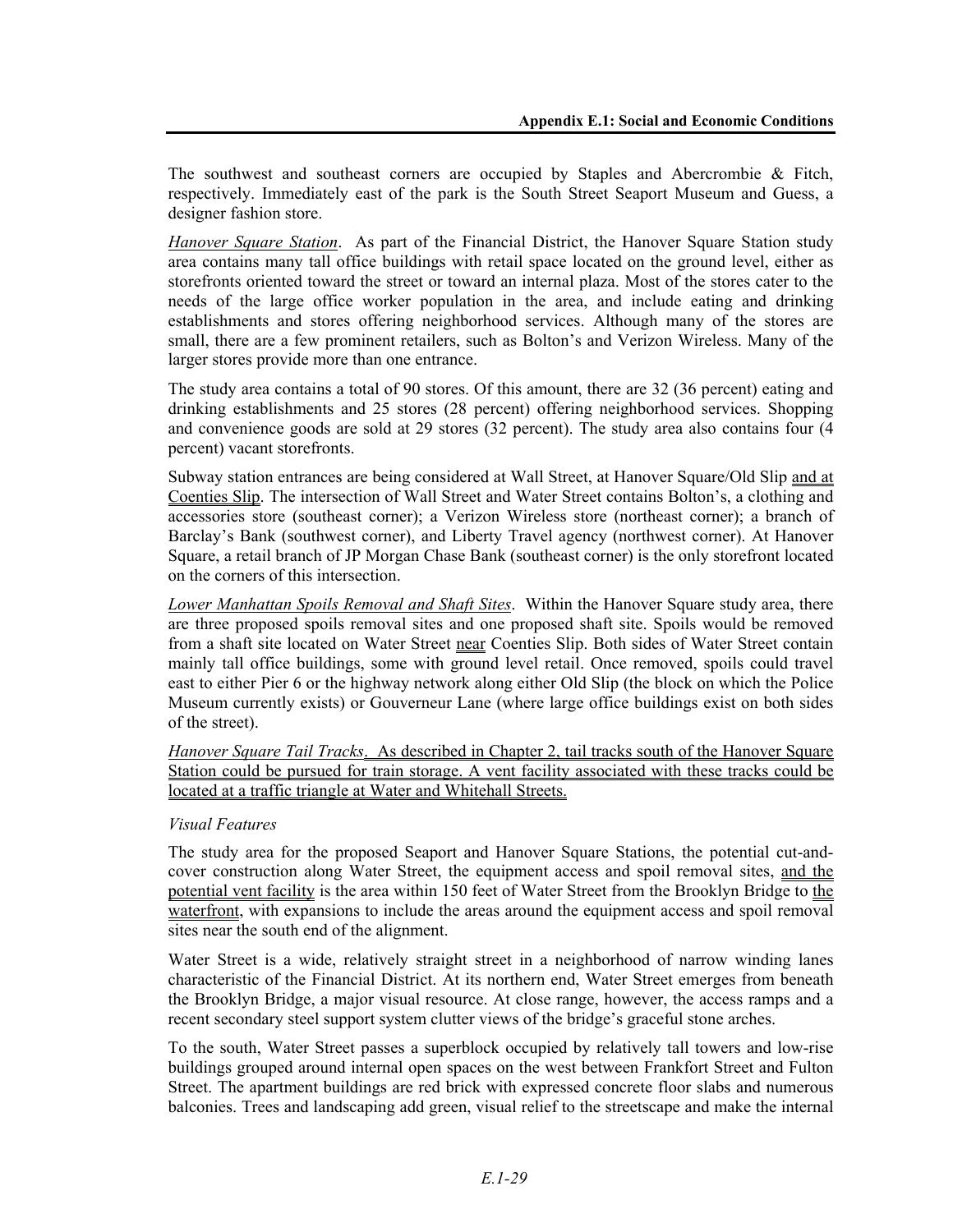The southwest and southeast corners are occupied by Staples and Abercrombie & Fitch, respectively. Immediately east of the park is the South Street Seaport Museum and Guess, a designer fashion store.

*Hanover Square Station*. As part of the Financial District, the Hanover Square Station study area contains many tall office buildings with retail space located on the ground level, either as storefronts oriented toward the street or toward an internal plaza. Most of the stores cater to the needs of the large office worker population in the area, and include eating and drinking establishments and stores offering neighborhood services. Although many of the stores are small, there are a few prominent retailers, such as Bolton's and Verizon Wireless. Many of the larger stores provide more than one entrance.

The study area contains a total of 90 stores. Of this amount, there are 32 (36 percent) eating and drinking establishments and 25 stores (28 percent) offering neighborhood services. Shopping and convenience goods are sold at 29 stores (32 percent). The study area also contains four (4 percent) vacant storefronts.

Subway station entrances are being considered at Wall Street, at Hanover Square/Old Slip and at Coenties Slip. The intersection of Wall Street and Water Street contains Bolton's, a clothing and accessories store (southeast corner); a Verizon Wireless store (northeast corner); a branch of Barclay's Bank (southwest corner), and Liberty Travel agency (northwest corner). At Hanover Square, a retail branch of JP Morgan Chase Bank (southeast corner) is the only storefront located on the corners of this intersection.

*Lower Manhattan Spoils Removal and Shaft Sites*. Within the Hanover Square study area, there are three proposed spoils removal sites and one proposed shaft site. Spoils would be removed from a shaft site located on Water Street near Coenties Slip. Both sides of Water Street contain mainly tall office buildings, some with ground level retail. Once removed, spoils could travel east to either Pier 6 or the highway network along either Old Slip (the block on which the Police Museum currently exists) or Gouverneur Lane (where large office buildings exist on both sides of the street).

*Hanover Square Tail Tracks*. As described in Chapter 2, tail tracks south of the Hanover Square Station could be pursued for train storage. A vent facility associated with these tracks could be located at a traffic triangle at Water and Whitehall Streets.

*Visual Features*

The study area for the proposed Seaport and Hanover Square Stations, the potential cut-and-cover construction along Water Street, the equipment access and spoil removal sites, and the potential vent facility is the area within 150 feet of Water Street from the Brooklyn Bridge to the waterfront, with expansions to include the areas around the equipment access and spoil removal sites near the south end of the alignment.

Water Street is a wide, relatively straight street in a neighborhood of narrow winding lanes characteristic of the Financial District. At its northern end, Water Street emerges from beneath the Brooklyn Bridge, a major visual resource. At close range, however, the access ramps and a recent secondary steel support system clutter views of the bridge's graceful stone arches.

To the south, Water Street passes a superblock occupied by relatively tall towers and low-rise buildings grouped around internal open spaces on the west between Frankfort Street and Fulton Street. The apartment buildings are red brick with expressed concrete floor slabs and numerous balconies. Trees and landscaping add green, visual relief to the streetscape and make the internal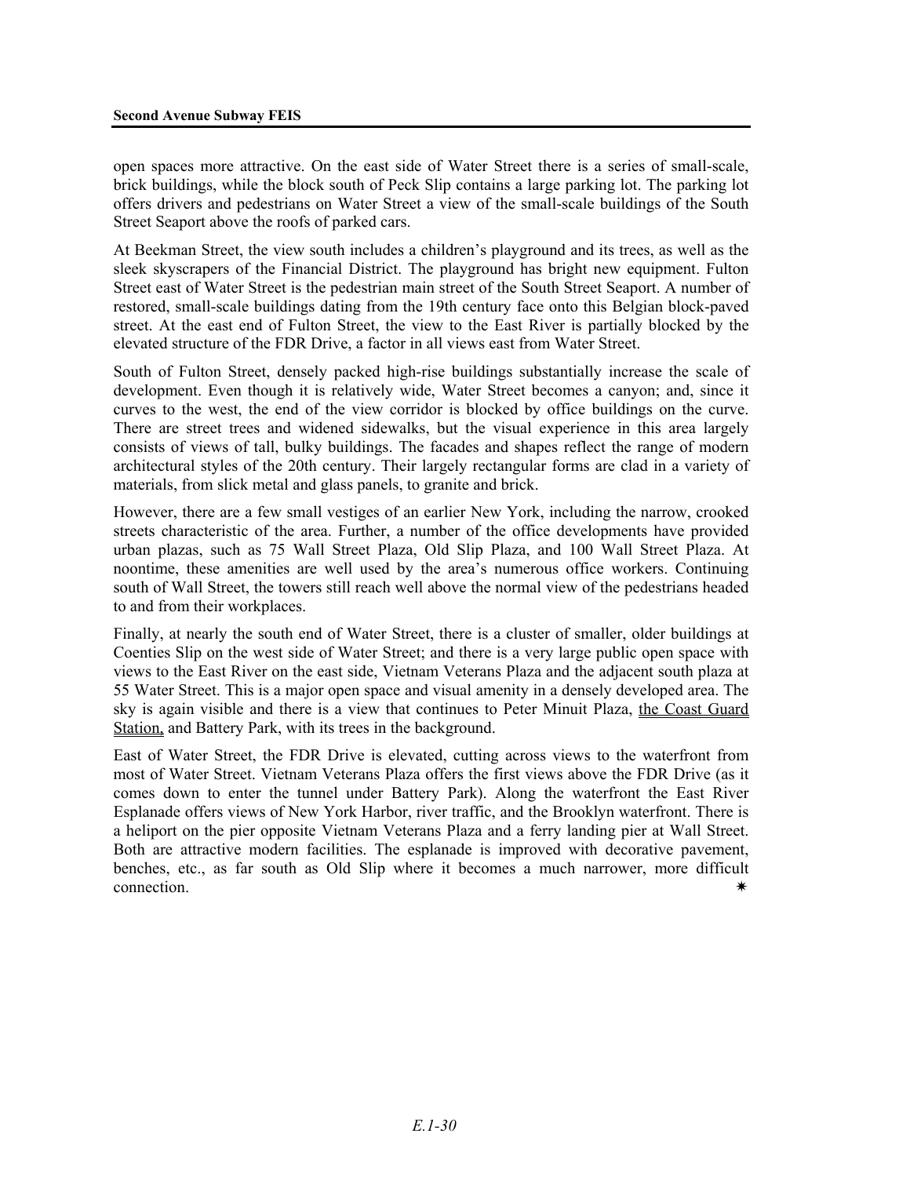open spaces more attractive. On the east side of Water Street there is a series of small-scale, brick buildings, while the block south of Peck Slip contains a large parking lot. The parking lot offers drivers and pedestrians on Water Street a view of the small-scale buildings of the South Street Seaport above the roofs of parked cars.

At Beekman Street, the view south includes a children's playground and its trees, as well as the sleek skyscrapers of the Financial District. The playground has bright new equipment. Fulton Street east of Water Street is the pedestrian main street of the South Street Seaport. A number of restored, small-scale buildings dating from the 19th century face onto this Belgian block-paved street. At the east end of Fulton Street, the view to the East River is partially blocked by the elevated structure of the FDR Drive, a factor in all views east from Water Street.

South of Fulton Street, densely packed high-rise buildings substantially increase the scale of development. Even though it is relatively wide, Water Street becomes a canyon; and, since it curves to the west, the end of the view corridor is blocked by office buildings on the curve. There are street trees and widened sidewalks, but the visual experience in this area largely consists of views of tall, bulky buildings. The facades and shapes reflect the range of modern architectural styles of the 20th century. Their largely rectangular forms are clad in a variety of materials, from slick metal and glass panels, to granite and brick.

However, there are a few small vestiges of an earlier New York, including the narrow, crooked streets characteristic of the area. Further, a number of the office developments have provided urban plazas, such as 75 Wall Street Plaza, Old Slip Plaza, and 100 Wall Street Plaza. At noontime, these amenities are well used by the area's numerous office workers. Continuing south of Wall Street, the towers still reach well above the normal view of the pedestrians headed to and from their workplaces.

Finally, at nearly the south end of Water Street, there is a cluster of smaller, older buildings at Coenties Slip on the west side of Water Street; and there is a very large public open space with views to the East River on the east side, Vietnam Veterans Plaza and the adjacent south plaza at 55 Water Street. This is a major open space and visual amenity in a densely developed area. The sky is again visible and there is a view that continues to Peter Minuit Plaza, the Coast Guard Station, and Battery Park, with its trees in the background.

East of Water Street, the FDR Drive is elevated, cutting across views to the waterfront from most of Water Street. Vietnam Veterans Plaza offers the first views above the FDR Drive (as it comes down to enter the tunnel under Battery Park). Along the waterfront the East River Esplanade offers views of New York Harbor, river traffic, and the Brooklyn waterfront. There is a heliport on the pier opposite Vietnam Veterans Plaza and a ferry landing pier at Wall Street. Both are attractive modern facilities. The esplanade is improved with decorative pavement, benches, etc., as far south as Old Slip where it becomes a much narrower, more difficult connection. ✷